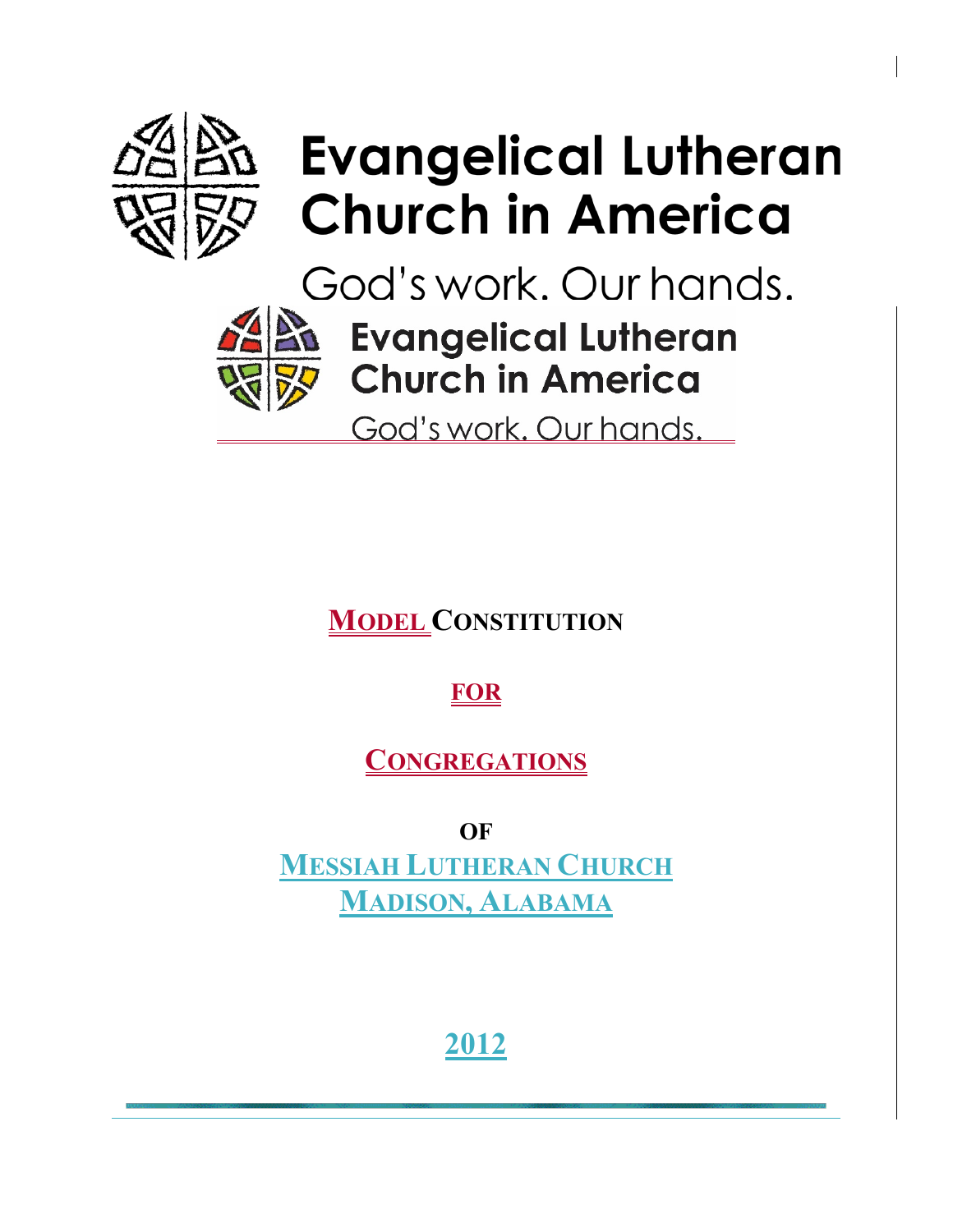Evangelical Lutheran Church in America

God's work. Our hands.

Evangelical Lutheran Church in America

God's work. Our hands.

# MODEL CONSTITUTION

# FOR

# CONGREGATIONS

# OF

# MESSIAH LUTHERAN CHURCH
# MADISON, ALABAMA

# 2012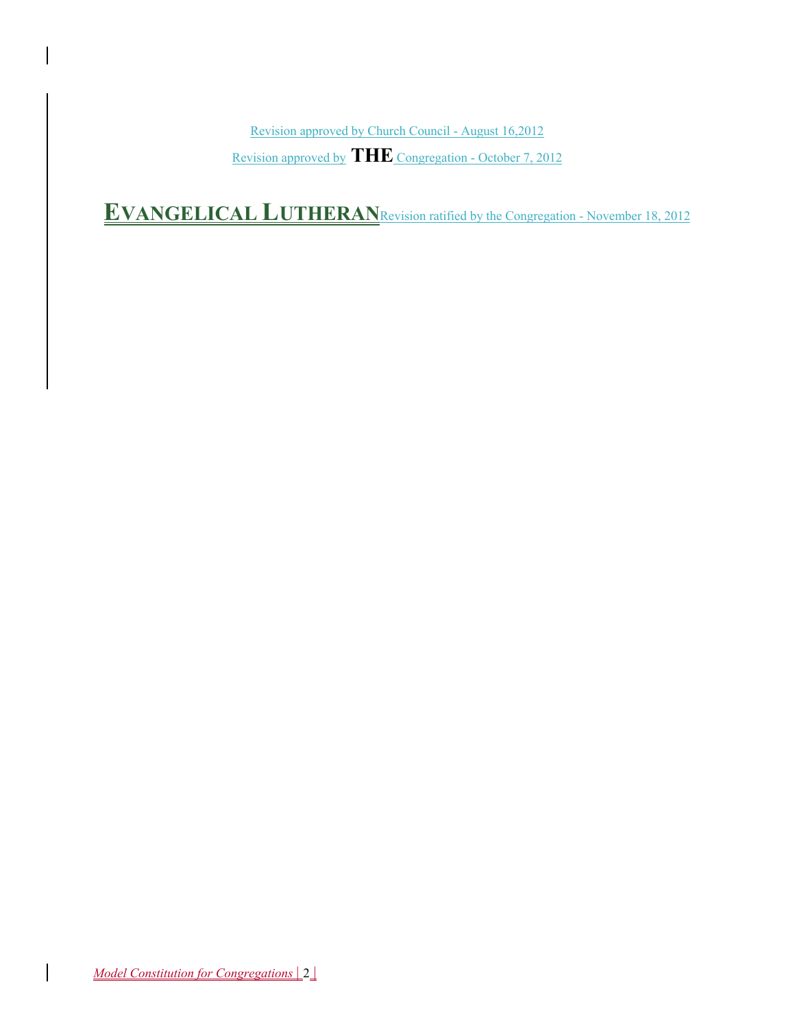Revision approved by Church Council - August 16,2012

Revision approved by **THE** Congregation - October 7, 2012

**EVANGELICAL LUTHERAN** Revision ratified by the Congregation - November 18, 2012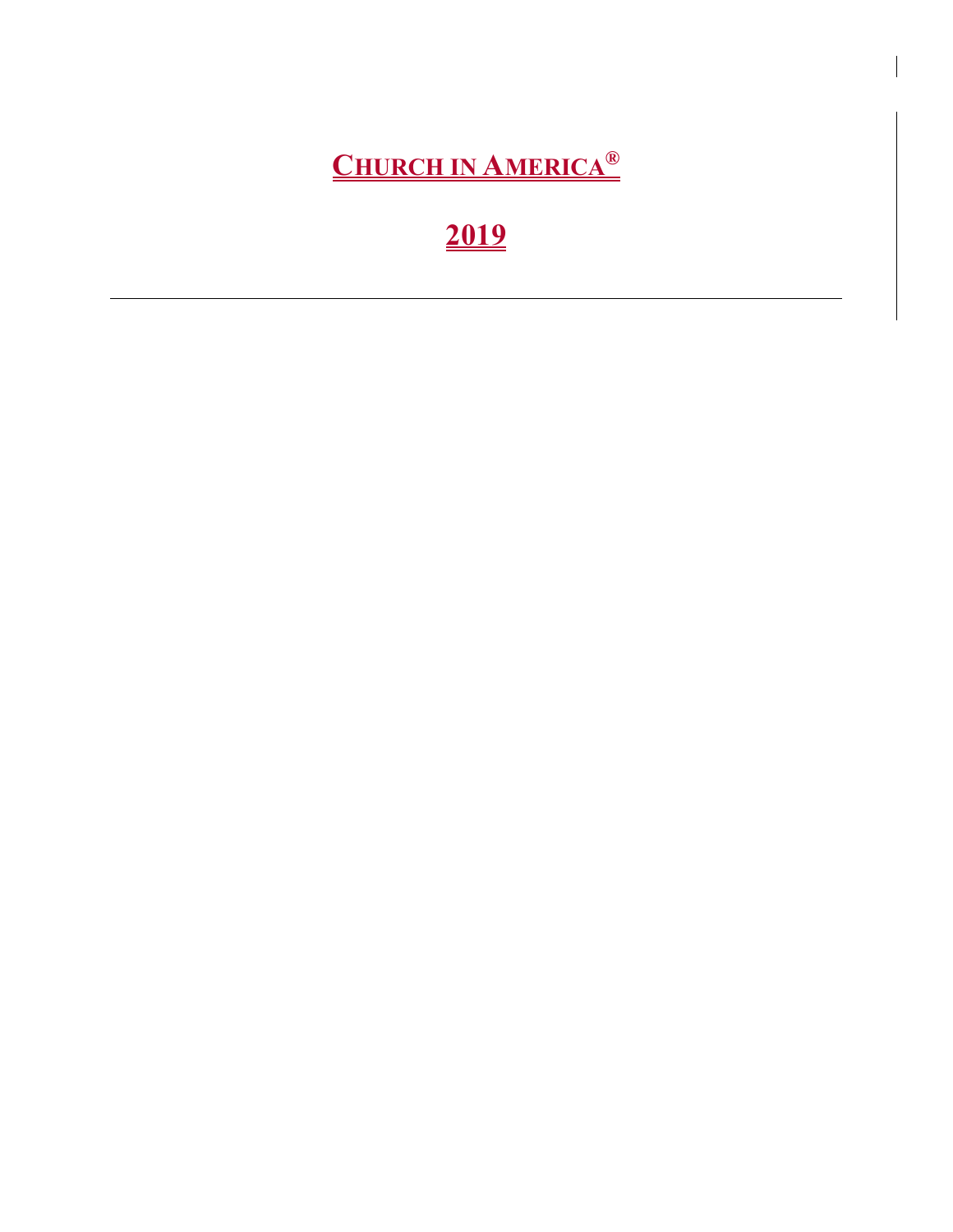# CHURCH IN AMERICA®

# 2019

---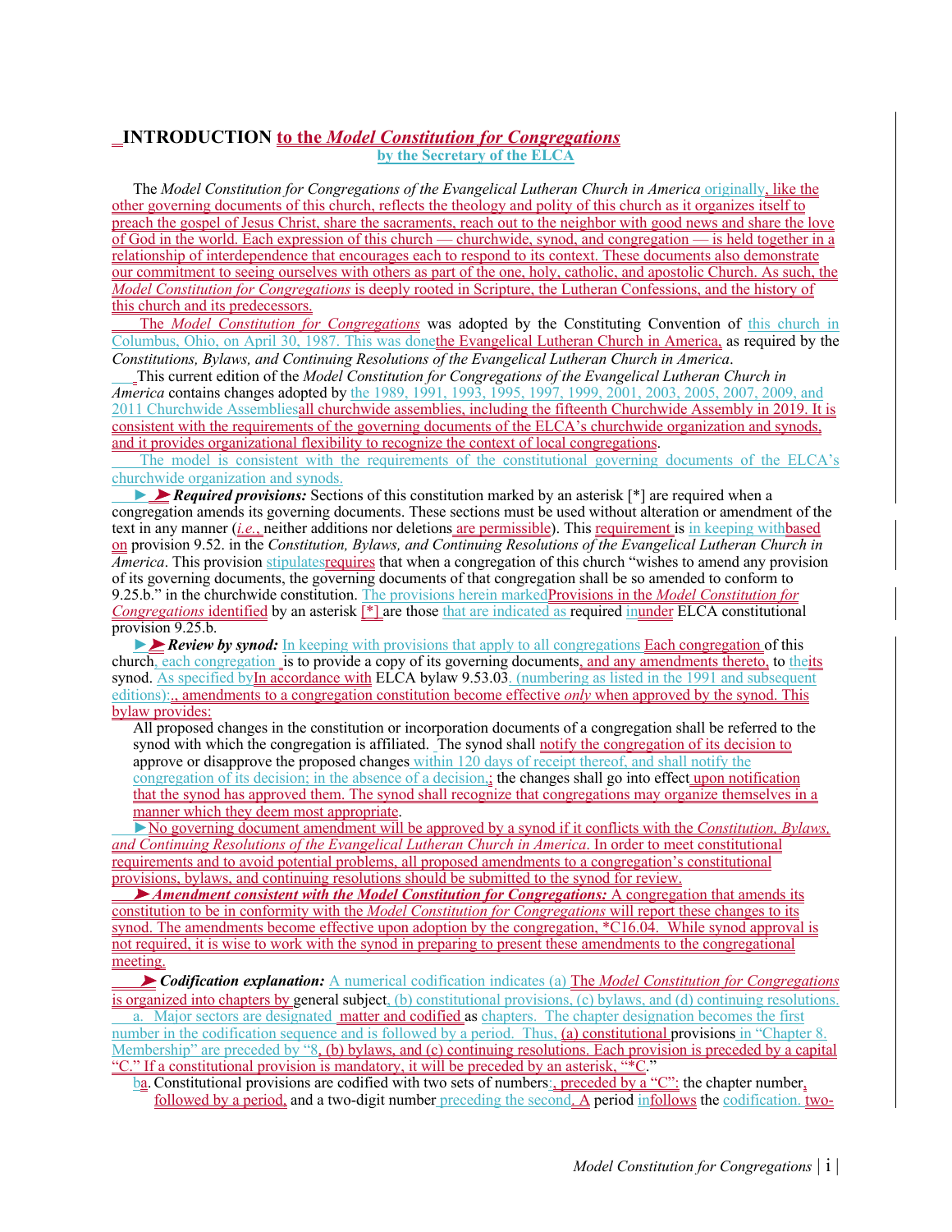# INTRODUCTION to the *Model Constitution for Congregations*

**by the Secretary of the ELCA**

The *Model Constitution for Congregations of the Evangelical Lutheran Church in America* originally, like the other governing documents of this church, reflects the theology and polity of this church as it organizes itself to preach the gospel of Jesus Christ, share the sacraments, reach out to the neighbor with good news and share the love of God in the world. Each expression of this church — churchwide, synod, and congregation — is held together in a relationship of interdependence that encourages each to respond to its context. These documents also demonstrate our commitment to seeing ourselves with others as part of the one, holy, catholic, and apostolic Church. As such, the *Model Constitution for Congregations* is deeply rooted in Scripture, the Lutheran Confessions, and the history of this church and its predecessors.

The *Model Constitution for Congregations* was adopted by the Constituting Convention of this church in Columbus, Ohio, on April 30, 1987. This was donethe Evangelical Lutheran Church in America, as required by the *Constitutions, Bylaws, and Continuing Resolutions of the Evangelical Lutheran Church in America*.

This current edition of the *Model Constitution for Congregations of the Evangelical Lutheran Church in America* contains changes adopted by the 1989, 1991, 1993, 1995, 1997, 1999, 2001, 2003, 2005, 2007, 2009, and 2011 Churchwide Assembliesall churchwide assemblies, including the fifteenth Churchwide Assembly in 2019. It is consistent with the requirements of the governing documents of the ELCA's churchwide organization and synods, and it provides organizational flexibility to recognize the context of local congregations.

The model is consistent with the requirements of the constitutional governing documents of the ELCA's churchwide organization and synods.

►➤ ***Required provisions:*** Sections of this constitution marked by an asterisk [*] are required when a congregation amends its governing documents. These sections must be used without alteration or amendment of the text in any manner (*i.e.*, neither additions nor deletions are permissible). This requirement is in keeping withbased on provision 9.52. in the *Constitution, Bylaws, and Continuing Resolutions of the Evangelical Lutheran Church in America*. This provision stipulatesrequires that when a congregation of this church "wishes to amend any provision of its governing documents, the governing documents of that congregation shall be so amended to conform to 9.25.b." in the churchwide constitution. The provisions herein markedProvisions in the *Model Constitution for Congregations* identified by an asterisk [*] are those that are indicated as required inunder ELCA constitutional provision 9.25.b.

►➤ ***Review by synod:*** In keeping with provisions that apply to all congregations Each congregation of this church, each congregation is to provide a copy of its governing documents, and any amendments thereto, to theits synod. As specified byIn accordance with ELCA bylaw 9.53.03. (numbering as listed in the 1991 and subsequent editions):, amendments to a congregation constitution become effective *only* when approved by the synod. This bylaw provides:

> All proposed changes in the constitution or incorporation documents of a congregation shall be referred to the synod with which the congregation is affiliated. The synod shall notify the congregation of its decision to approve or disapprove the proposed changes within 120 days of receipt thereof, and shall notify the congregation of its decision; in the absence of a decision,; the changes shall go into effect upon notification that the synod has approved them. The synod shall recognize that congregations may organize themselves in a manner which they deem most appropriate.

►No governing document amendment will be approved by a synod if it conflicts with the *Constitution, Bylaws, and Continuing Resolutions of the Evangelical Lutheran Church in America*. In order to meet constitutional requirements and to avoid potential problems, all proposed amendments to a congregation's constitutional provisions, bylaws, and continuing resolutions should be submitted to the synod for review.

➤ ***Amendment consistent with the Model Constitution for Congregations:*** A congregation that amends its constitution to be in conformity with the *Model Constitution for Congregations* will report these changes to its synod. The amendments become effective upon adoption by the congregation, *C16.04. While synod approval is not required, it is wise to work with the synod in preparing to present these amendments to the congregational meeting.

➤ ***Codification explanation:*** A numerical codification indicates (a) The *Model Constitution for Congregations* is organized into chapters by general subject, (b) constitutional provisions, (c) bylaws, and (d) continuing resolutions.

a. Major sectors are designated matter and codified as chapters. The chapter designation becomes the first number in the codification sequence and is followed by a period. Thus, (a) constitutional provisions in "Chapter 8. Membership" are preceded by "8, (b) bylaws, and (c) continuing resolutions. Each provision is preceded by a capital "C." If a constitutional provision is mandatory, it will be preceded by an asterisk, "*C."

ba. Constitutional provisions are codified with two sets of numbers:, preceded by a "C": the chapter number, followed by a period, and a two-digit number preceding the second. A period infollows the codification. two-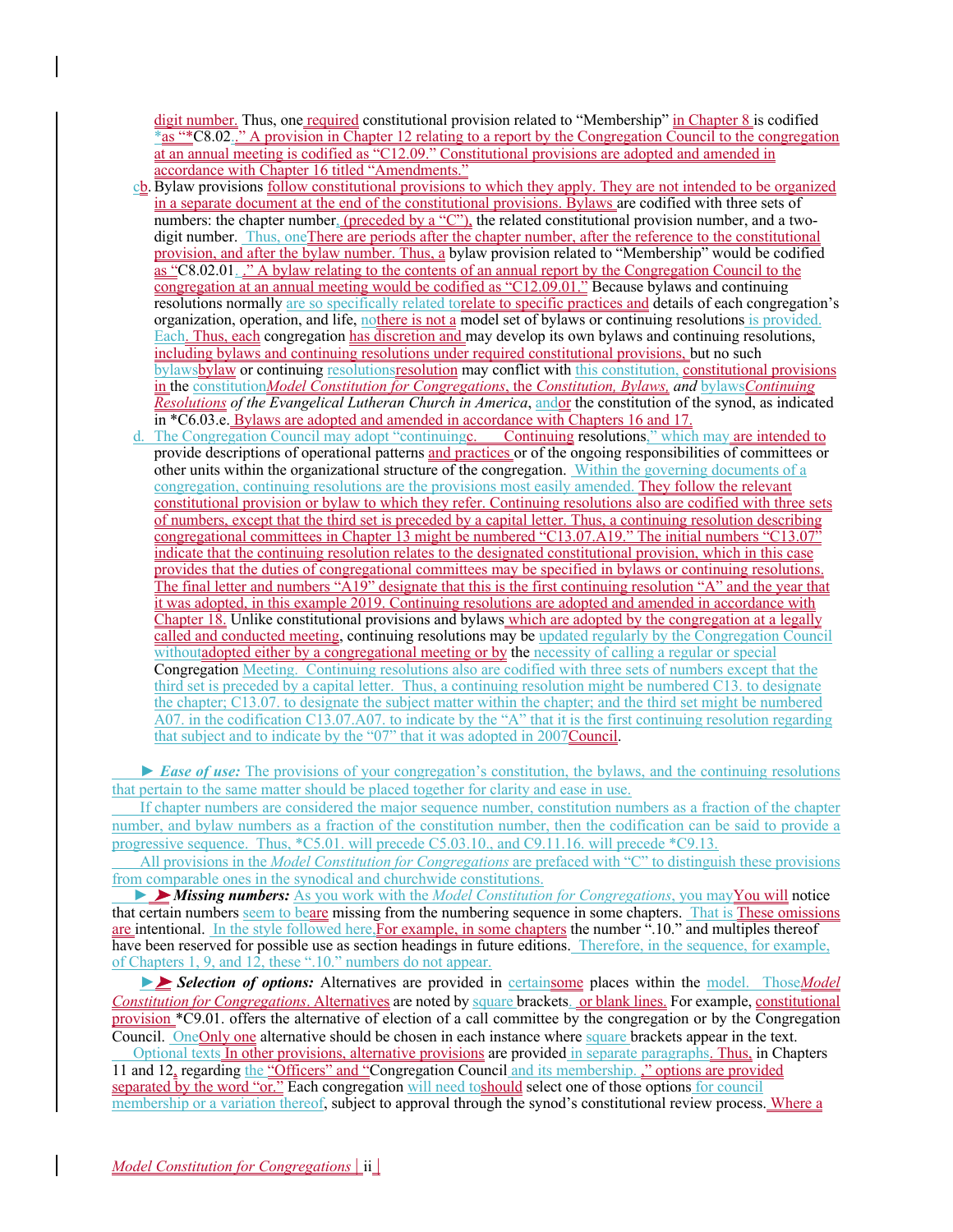digit number. Thus, one required constitutional provision related to “Membership” in Chapter 8 is codified *as “*C8.02..” A provision in Chapter 12 relating to a report by the Congregation Council to the congregation at an annual meeting is codified as “C12.09.” Constitutional provisions are adopted and amended in accordance with Chapter 16 titled “Amendments.”

cb. Bylaw provisions follow constitutional provisions to which they apply. They are not intended to be organized in a separate document at the end of the constitutional provisions. Bylaws are codified with three sets of numbers: the chapter number, (preceded by a “C”), the related constitutional provision number, and a two-digit number. Thus, oneThere are periods after the chapter number, after the reference to the constitutional provision, and after the bylaw number. Thus, a bylaw provision related to “Membership” would be codified as “C8.02.01. .” A bylaw relating to the contents of an annual report by the Congregation Council to the congregation at an annual meeting would be codified as “C12.09.01.” Because bylaws and continuing resolutions normally are so specifically related torelate to specific practices and details of each congregation’s organization, operation, and life, nothere is not a model set of bylaws or continuing resolutions is provided. Each. Thus, each congregation has discretion and may develop its own bylaws and continuing resolutions, including bylaws and continuing resolutions under required constitutional provisions, but no such bylawsbylaw or continuing resolutionsresolution may conflict with this constitution, constitutional provisions in the constitution*Model Constitution for Congregations*, the *Constitution, Bylaws,* and bylaws*Continuing Resolutions* *of the Evangelical Lutheran Church in America*, andor the constitution of the synod, as indicated in *C6.03.e. Bylaws are adopted and amended in accordance with Chapters 16 and 17.

d. The Congregation Council may adopt “continuingc. Continuing resolutions,” which may are intended to provide descriptions of operational patterns and practices or of the ongoing responsibilities of committees or other units within the organizational structure of the congregation. Within the governing documents of a congregation, continuing resolutions are the provisions most easily amended. They follow the relevant constitutional provision or bylaw to which they refer. Continuing resolutions also are codified with three sets of numbers, except that the third set is preceded by a capital letter. Thus, a continuing resolution describing congregational committees in Chapter 13 might be numbered “C13.07.A19.” The initial numbers “C13.07” indicate that the continuing resolution relates to the designated constitutional provision, which in this case provides that the duties of congregational committees may be specified in bylaws or continuing resolutions. The final letter and numbers “A19” designate that this is the first continuing resolution “A” and the year that it was adopted, in this example 2019. Continuing resolutions are adopted and amended in accordance with Chapter 18. Unlike constitutional provisions and bylaws which are adopted by the congregation at a legally called and conducted meeting, continuing resolutions may be updated regularly by the Congregation Council withoutadopted either by a congregational meeting or by the necessity of calling a regular or special Congregation Meeting. Continuing resolutions also are codified with three sets of numbers except that the third set is preceded by a capital letter. Thus, a continuing resolution might be numbered C13. to designate the chapter; C13.07. to designate the subject matter within the chapter; and the third set might be numbered A07. in the codification C13.07.A07. to indicate by the “A” that it is the first continuing resolution regarding that subject and to indicate by the “07” that it was adopted in 2007Council.

► ***Ease of use:*** The provisions of your congregation’s constitution, the bylaws, and the continuing resolutions that pertain to the same matter should be placed together for clarity and ease in use.

If chapter numbers are considered the major sequence number, constitution numbers as a fraction of the chapter number, and bylaw numbers as a fraction of the constitution number, then the codification can be said to provide a progressive sequence. Thus, *C5.01. will precede C5.03.10., and C9.11.16. will precede *C9.13.

All provisions in the *Model Constitution for Congregations* are prefaced with “C” to distinguish these provisions from comparable ones in the synodical and churchwide constitutions.

►► ***Missing numbers:*** As you work with the *Model Constitution for Congregations*, you mayYou will notice that certain numbers seem to beare missing from the numbering sequence in some chapters. That is These omissions are intentional. In the style followed here,For example, in some chapters the number “.10.” and multiples thereof have been reserved for possible use as section headings in future editions. Therefore, in the sequence, for example, of Chapters 1, 9, and 12, these “.10.” numbers do not appear.

►► ***Selection of options:*** Alternatives are provided in certainsome places within the model. Those*Model Constitution for Congregations*. Alternatives are noted by square brackets. or blank lines. For example, constitutional provision *C9.01. offers the alternative of election of a call committee by the congregation or by the Congregation Council. OneOnly one alternative should be chosen in each instance where square brackets appear in the text.

Optional texts In other provisions, alternative provisions are provided in separate paragraphs. Thus, in Chapters 11 and 12, regarding the “Officers” and “Congregation Council and its membership. ,” options are provided separated by the word “or.” Each congregation will need toshould select one of those options for council membership or a variation thereof, subject to approval through the synod’s constitutional review process. Where a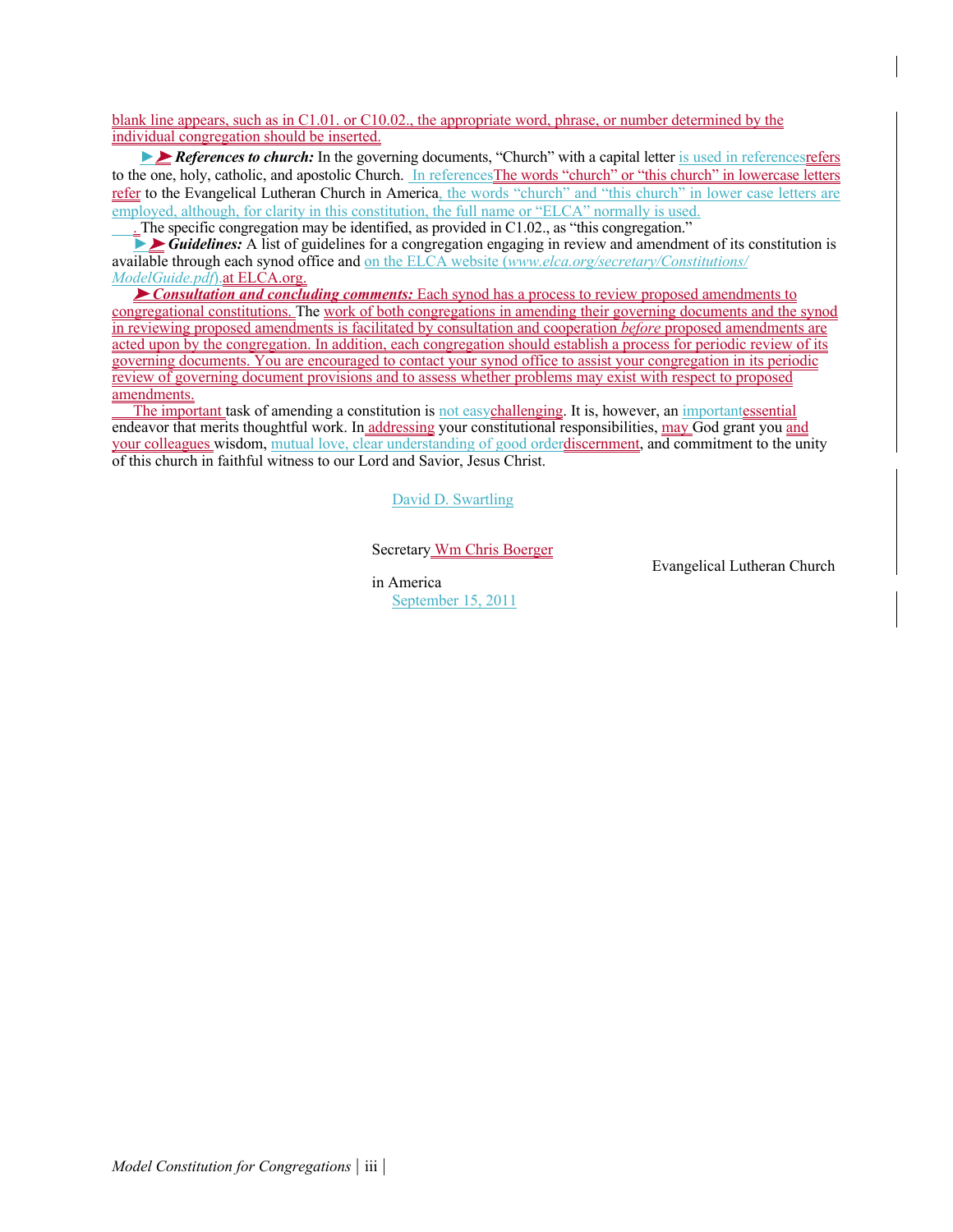blank line appears, such as in C1.01. or C10.02., the appropriate word, phrase, or number determined by the individual congregation should be inserted.

►➤ ***References to church:*** In the governing documents, "Church" with a capital letter is used in referencesrefers to the one, holy, catholic, and apostolic Church. In referencesThe words "church" or "this church" in lowercase letters refer to the Evangelical Lutheran Church in America, the words "church" and "this church" in lower case letters are employed, although, for clarity in this constitution, the full name or "ELCA" normally is used. . The specific congregation may be identified, as provided in C1.02., as "this congregation."

►➤ ***Guidelines:*** A list of guidelines for a congregation engaging in review and amendment of its constitution is available through each synod office and on the ELCA website (*www.elca.org/secretary/Constitutions/ ModelGuide.pdf*).at ELCA.org.

➤ ***Consultation and concluding comments:*** Each synod has a process to review proposed amendments to congregational constitutions. The work of both congregations in amending their governing documents and the synod in reviewing proposed amendments is facilitated by consultation and cooperation *before* proposed amendments are acted upon by the congregation. In addition, each congregation should establish a process for periodic review of its governing documents. You are encouraged to contact your synod office to assist your congregation in its periodic review of governing document provisions and to assess whether problems may exist with respect to proposed amendments.

The important task of amending a constitution is not easychallenging. It is, however, an importantessential endeavor that merits thoughtful work. In addressing your constitutional responsibilities, may God grant you and your colleagues wisdom, mutual love, clear understanding of good orderdiscernment, and commitment to the unity of this church in faithful witness to our Lord and Savior, Jesus Christ.

David D. Swartling

Secretary Wm Chris Boerger

Evangelical Lutheran Church in America

September 15, 2011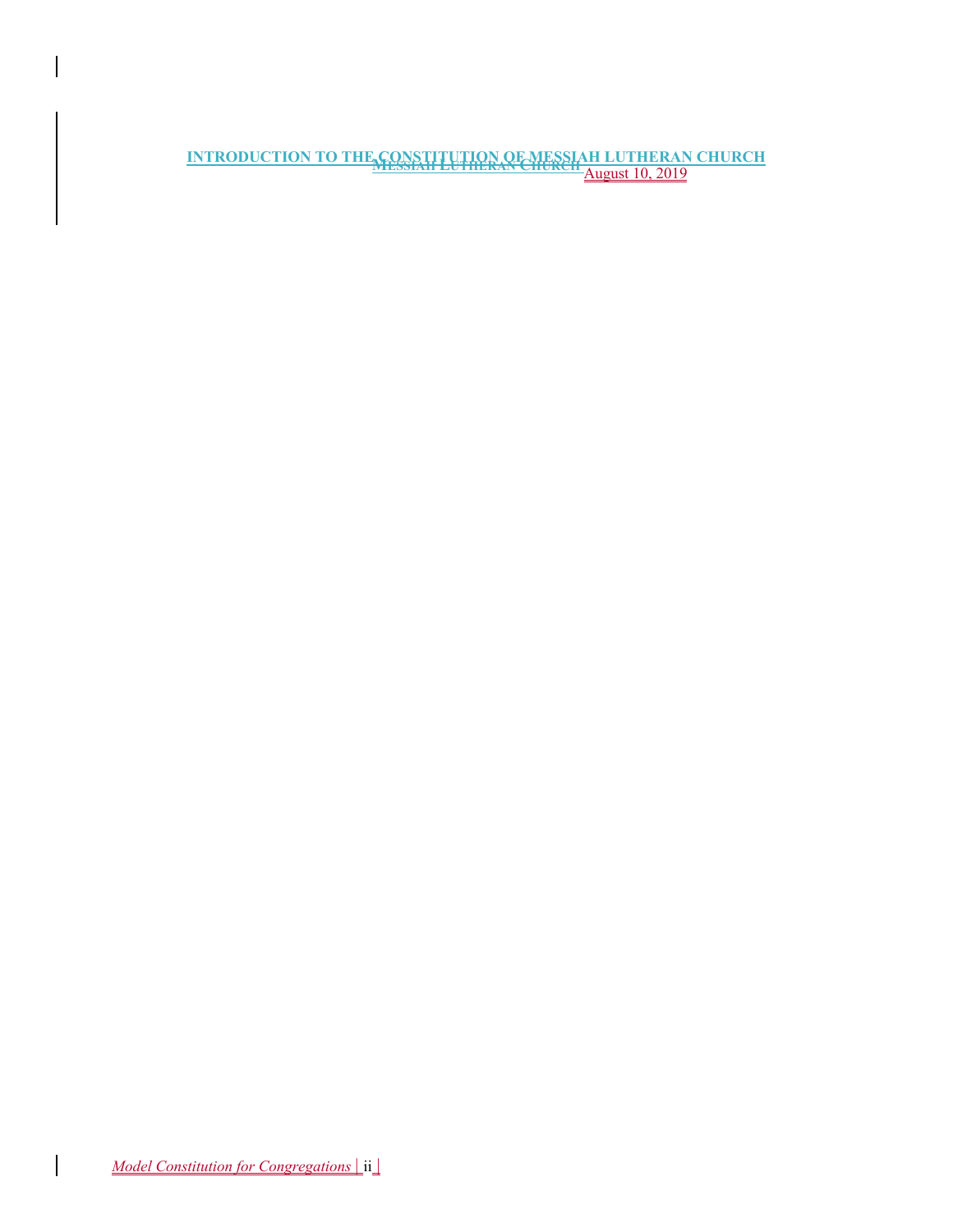# INTRODUCTION TO THE CONSTITUTION OF MESSIAH LUTHERAN CHURCH

~~Messiah Lutheran Church~~ August 10, 2019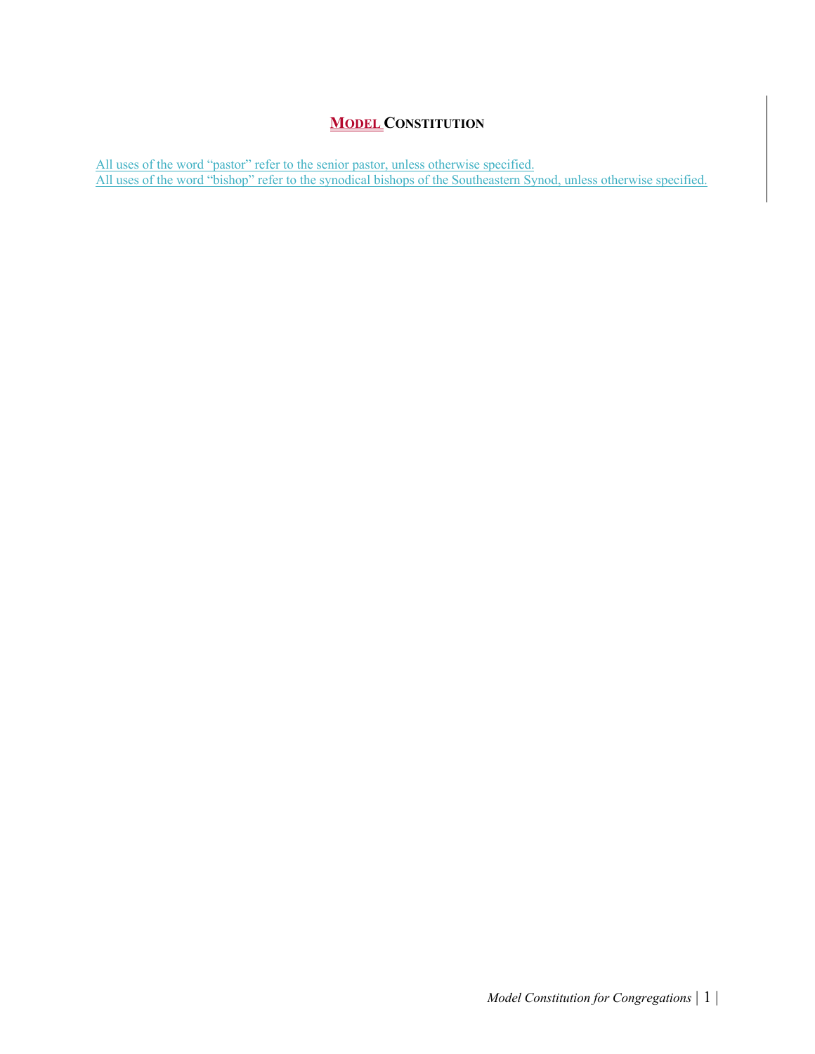# MODEL CONSTITUTION

All uses of the word "pastor" refer to the senior pastor, unless otherwise specified.
All uses of the word "bishop" refer to the synodical bishops of the Southeastern Synod, unless otherwise specified.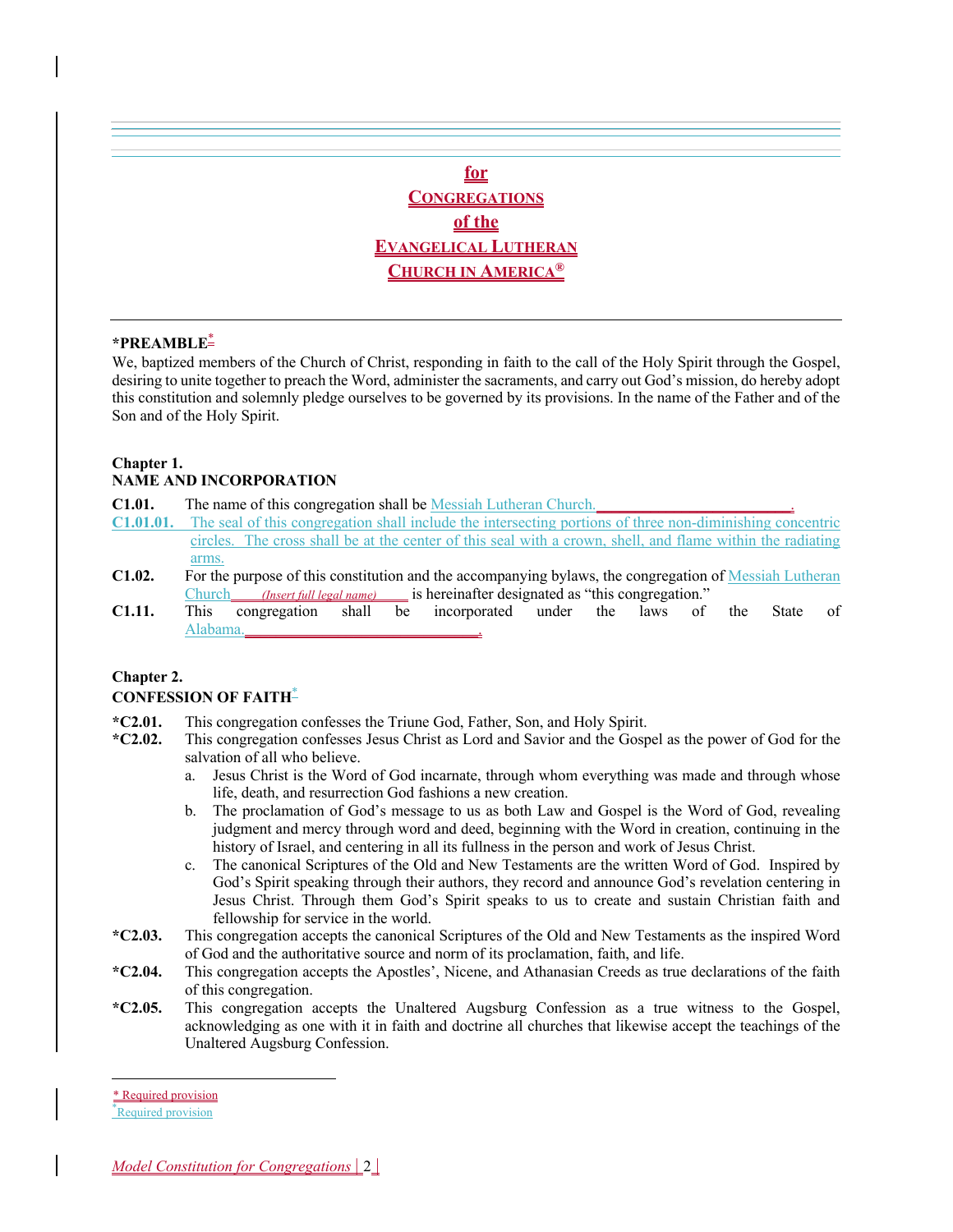# for
# CONGREGATIONS
# of the
# EVANGELICAL LUTHERAN
# CHURCH IN AMERICA®

## *PREAMBLE*

We, baptized members of the Church of Christ, responding in faith to the call of the Holy Spirit through the Gospel, desiring to unite together to preach the Word, administer the sacraments, and carry out God's mission, do hereby adopt this constitution and solemnly pledge ourselves to be governed by its provisions. In the name of the Father and of the Son and of the Holy Spirit.

## Chapter 1.
## NAME AND INCORPORATION

**C1.01.** The name of this congregation shall be Messiah Lutheran Church.________________________.

**C1.01.01.** The seal of this congregation shall include the intersecting portions of three non-diminishing concentric circles. The cross shall be at the center of this seal with a crown, shell, and flame within the radiating arms.

**C1.02.** For the purpose of this constitution and the accompanying bylaws, the congregation of Messiah Lutheran Church____*(Insert full legal name)*_____ is hereinafter designated as "this congregation."

**C1.11.** This congregation shall be incorporated under the laws of the State of Alabama.______________________________.

## Chapter 2.
## CONFESSION OF FAITH*

**\*C2.01.** This congregation confesses the Triune God, Father, Son, and Holy Spirit.

**\*C2.02.** This congregation confesses Jesus Christ as Lord and Savior and the Gospel as the power of God for the salvation of all who believe.

a. Jesus Christ is the Word of God incarnate, through whom everything was made and through whose life, death, and resurrection God fashions a new creation.

b. The proclamation of God's message to us as both Law and Gospel is the Word of God, revealing judgment and mercy through word and deed, beginning with the Word in creation, continuing in the history of Israel, and centering in all its fullness in the person and work of Jesus Christ.

c. The canonical Scriptures of the Old and New Testaments are the written Word of God. Inspired by God's Spirit speaking through their authors, they record and announce God's revelation centering in Jesus Christ. Through them God's Spirit speaks to us to create and sustain Christian faith and fellowship for service in the world.

**\*C2.03.** This congregation accepts the canonical Scriptures of the Old and New Testaments as the inspired Word of God and the authoritative source and norm of its proclamation, faith, and life.

**\*C2.04.** This congregation accepts the Apostles', Nicene, and Athanasian Creeds as true declarations of the faith of this congregation.

**\*C2.05.** This congregation accepts the Unaltered Augsburg Confession as a true witness to the Gospel, acknowledging as one with it in faith and doctrine all churches that likewise accept the teachings of the Unaltered Augsburg Confession.

---

\* Required provision

\* Required provision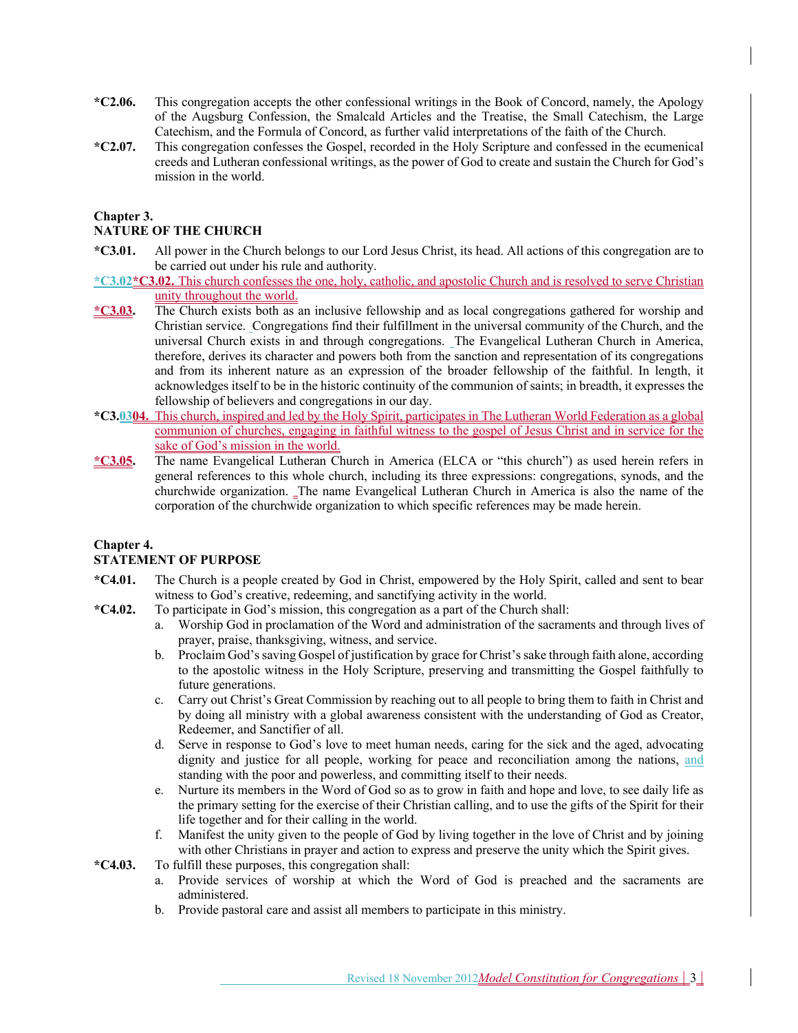**\*C2.06.** This congregation accepts the other confessional writings in the Book of Concord, namely, the Apology of the Augsburg Confession, the Smalcald Articles and the Treatise, the Small Catechism, the Large Catechism, and the Formula of Concord, as further valid interpretations of the faith of the Church.

**\*C2.07.** This congregation confesses the Gospel, recorded in the Holy Scripture and confessed in the ecumenical creeds and Lutheran confessional writings, as the power of God to create and sustain the Church for God's mission in the world.

## Chapter 3.
## NATURE OF THE CHURCH

**\*C3.01.** All power in the Church belongs to our Lord Jesus Christ, its head. All actions of this congregation are to be carried out under his rule and authority.

**\*C3.02\*C3.02.** This church confesses the one, holy, catholic, and apostolic Church and is resolved to serve Christian unity throughout the world.

**\*C3.03.** The Church exists both as an inclusive fellowship and as local congregations gathered for worship and Christian service. Congregations find their fulfillment in the universal community of the Church, and the universal Church exists in and through congregations. The Evangelical Lutheran Church in America, therefore, derives its character and powers both from the sanction and representation of its congregations and from its inherent nature as an expression of the broader fellowship of the faithful. In length, it acknowledges itself to be in the historic continuity of the communion of saints; in breadth, it expresses the fellowship of believers and congregations in our day.

**\*C3.0304.** This church, inspired and led by the Holy Spirit, participates in The Lutheran World Federation as a global communion of churches, engaging in faithful witness to the gospel of Jesus Christ and in service for the sake of God's mission in the world.

**\*C3.05.** The name Evangelical Lutheran Church in America (ELCA or "this church") as used herein refers in general references to this whole church, including its three expressions: congregations, synods, and the churchwide organization. The name Evangelical Lutheran Church in America is also the name of the corporation of the churchwide organization to which specific references may be made herein.

## Chapter 4.
## STATEMENT OF PURPOSE

**\*C4.01.** The Church is a people created by God in Christ, empowered by the Holy Spirit, called and sent to bear witness to God's creative, redeeming, and sanctifying activity in the world.

**\*C4.02.** To participate in God's mission, this congregation as a part of the Church shall:

a. Worship God in proclamation of the Word and administration of the sacraments and through lives of prayer, praise, thanksgiving, witness, and service.

b. Proclaim God's saving Gospel of justification by grace for Christ's sake through faith alone, according to the apostolic witness in the Holy Scripture, preserving and transmitting the Gospel faithfully to future generations.

c. Carry out Christ's Great Commission by reaching out to all people to bring them to faith in Christ and by doing all ministry with a global awareness consistent with the understanding of God as Creator, Redeemer, and Sanctifier of all.

d. Serve in response to God's love to meet human needs, caring for the sick and the aged, advocating dignity and justice for all people, working for peace and reconciliation among the nations, and standing with the poor and powerless, and committing itself to their needs.

e. Nurture its members in the Word of God so as to grow in faith and hope and love, to see daily life as the primary setting for the exercise of their Christian calling, and to use the gifts of the Spirit for their life together and for their calling in the world.

f. Manifest the unity given to the people of God by living together in the love of Christ and by joining with other Christians in prayer and action to express and preserve the unity which the Spirit gives.

**\*C4.03.** To fulfill these purposes, this congregation shall:

a. Provide services of worship at which the Word of God is preached and the sacraments are administered.

b. Provide pastoral care and assist all members to participate in this ministry.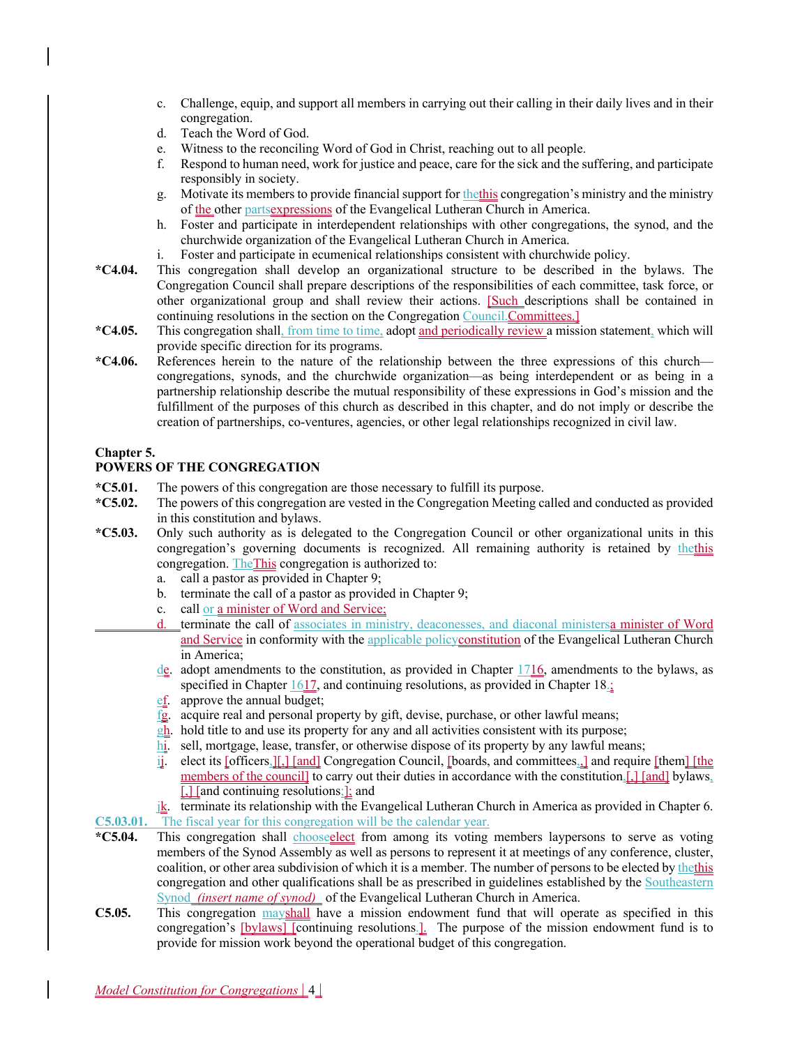c. Challenge, equip, and support all members in carrying out their calling in their daily lives and in their congregation.
d. Teach the Word of God.
e. Witness to the reconciling Word of God in Christ, reaching out to all people.
f. Respond to human need, work for justice and peace, care for the sick and the suffering, and participate responsibly in society.
g. Motivate its members to provide financial support for thethis congregation's ministry and the ministry of the other partsexpressions of the Evangelical Lutheran Church in America.
h. Foster and participate in interdependent relationships with other congregations, the synod, and the churchwide organization of the Evangelical Lutheran Church in America.
i. Foster and participate in ecumenical relationships consistent with churchwide policy.

**\*C4.04.** This congregation shall develop an organizational structure to be described in the bylaws. The Congregation Council shall prepare descriptions of the responsibilities of each committee, task force, or other organizational group and shall review their actions. [Such descriptions shall be contained in continuing resolutions in the section on the Congregation Council.Committees.]

**\*C4.05.** This congregation shall, from time to time, adopt and periodically review a mission statement, which will provide specific direction for its programs.

**\*C4.06.** References herein to the nature of the relationship between the three expressions of this church—congregations, synods, and the churchwide organization—as being interdependent or as being in a partnership relationship describe the mutual responsibility of these expressions in God's mission and the fulfillment of the purposes of this church as described in this chapter, and do not imply or describe the creation of partnerships, co-ventures, agencies, or other legal relationships recognized in civil law.

## Chapter 5.
## POWERS OF THE CONGREGATION

**\*C5.01.** The powers of this congregation are those necessary to fulfill its purpose.

**\*C5.02.** The powers of this congregation are vested in the Congregation Meeting called and conducted as provided in this constitution and bylaws.

**\*C5.03.** Only such authority as is delegated to the Congregation Council or other organizational units in this congregation's governing documents is recognized. All remaining authority is retained by thethis congregation. TheThis congregation is authorized to:

a. call a pastor as provided in Chapter 9;
b. terminate the call of a pastor as provided in Chapter 9;
c. call or a minister of Word and Service;
d. terminate the call of associates in ministry, deaconesses, and diaconal ministersa minister of Word and Service in conformity with the applicable policyconstitution of the Evangelical Lutheran Church in America;
de. adopt amendments to the constitution, as provided in Chapter 1716, amendments to the bylaws, as specified in Chapter 1617, and continuing resolutions, as provided in Chapter 18.;
ef. approve the annual budget;
fg. acquire real and personal property by gift, devise, purchase, or other lawful means;
gh. hold title to and use its property for any and all activities consistent with its purpose;
hi. sell, mortgage, lease, transfer, or otherwise dispose of its property by any lawful means;
ij. elect its [officers,][,] [and] Congregation Council, [boards, and committees,,] and require [them] [the members of the council] to carry out their duties in accordance with the constitution.[,] [and] bylaws, [,] [and continuing resolutions;]; and
jk. terminate its relationship with the Evangelical Lutheran Church in America as provided in Chapter 6.

**C5.03.01.** The fiscal year for this congregation will be the calendar year.

**\*C5.04.** This congregation shall chooseelect from among its voting members laypersons to serve as voting members of the Synod Assembly as well as persons to represent it at meetings of any conference, cluster, coalition, or other area subdivision of which it is a member. The number of persons to be elected by thethis congregation and other qualifications shall be as prescribed in guidelines established by the Southeastern Synod *(insert name of synod)* of the Evangelical Lutheran Church in America.

**C5.05.** This congregation mayshall have a mission endowment fund that will operate as specified in this congregation's [bylaws] [continuing resolutions.]. The purpose of the mission endowment fund is to provide for mission work beyond the operational budget of this congregation.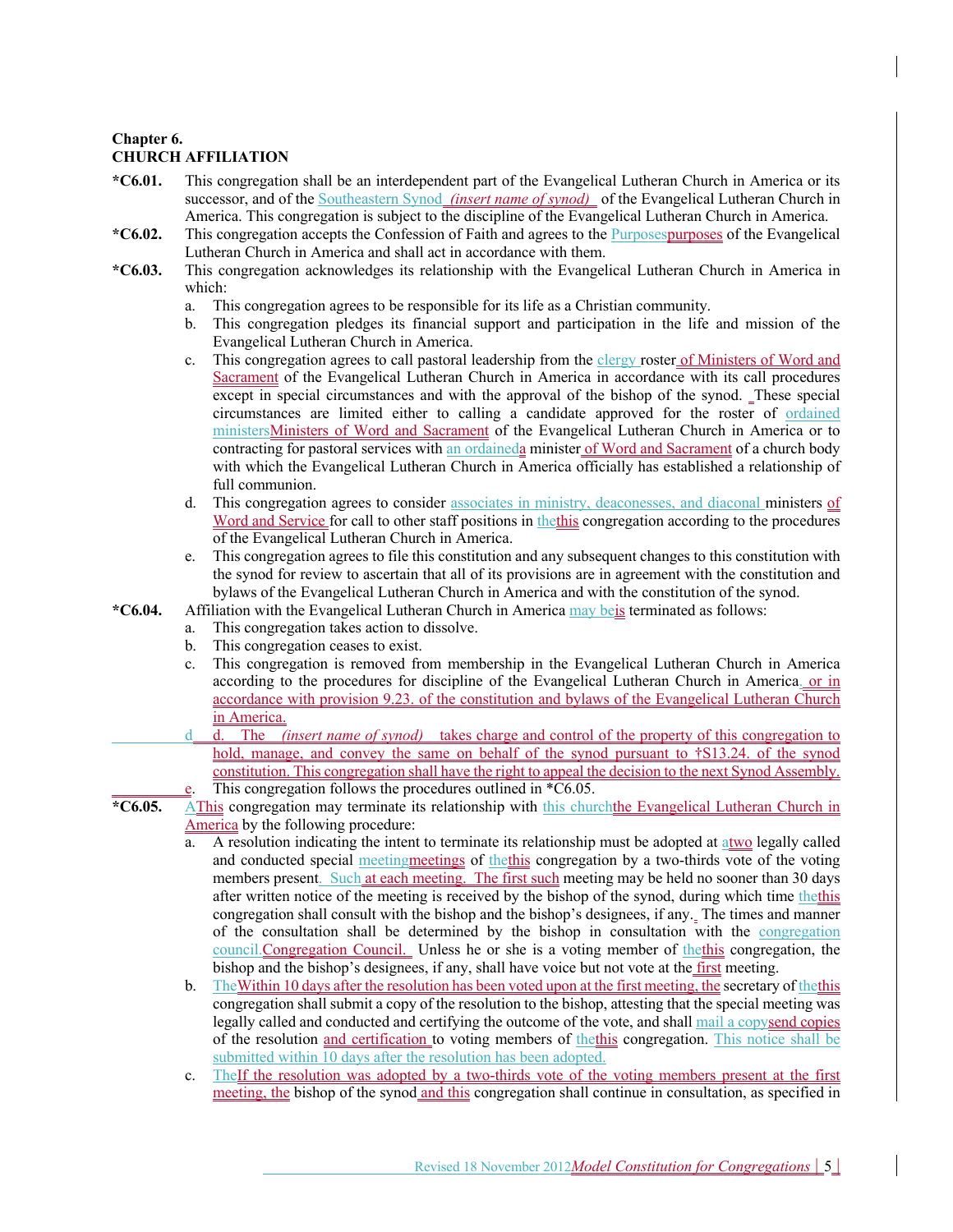**Chapter 6.**
**CHURCH AFFILIATION**

**\*C6.01.** This congregation shall be an interdependent part of the Evangelical Lutheran Church in America or its successor, and of the Southeastern Synod *(insert name of synod)* of the Evangelical Lutheran Church in America. This congregation is subject to the discipline of the Evangelical Lutheran Church in America.

**\*C6.02.** This congregation accepts the Confession of Faith and agrees to the Purposespurposes of the Evangelical Lutheran Church in America and shall act in accordance with them.

**\*C6.03.** This congregation acknowledges its relationship with the Evangelical Lutheran Church in America in which:

a. This congregation agrees to be responsible for its life as a Christian community.

b. This congregation pledges its financial support and participation in the life and mission of the Evangelical Lutheran Church in America.

c. This congregation agrees to call pastoral leadership from the clergy roster of Ministers of Word and Sacrament of the Evangelical Lutheran Church in America in accordance with its call procedures except in special circumstances and with the approval of the bishop of the synod. These special circumstances are limited either to calling a candidate approved for the roster of ordained ministersMinisters of Word and Sacrament of the Evangelical Lutheran Church in America or to contracting for pastoral services with an ordaineda minister of Word and Sacrament of a church body with which the Evangelical Lutheran Church in America officially has established a relationship of full communion.

d. This congregation agrees to consider associates in ministry, deaconesses, and diaconal ministers of Word and Service for call to other staff positions in thethis congregation according to the procedures of the Evangelical Lutheran Church in America.

e. This congregation agrees to file this constitution and any subsequent changes to this constitution with the synod for review to ascertain that all of its provisions are in agreement with the constitution and bylaws of the Evangelical Lutheran Church in America and with the constitution of the synod.

**\*C6.04.** Affiliation with the Evangelical Lutheran Church in America may beis terminated as follows:

a. This congregation takes action to dissolve.

b. This congregation ceases to exist.

c. This congregation is removed from membership in the Evangelical Lutheran Church in America according to the procedures for discipline of the Evangelical Lutheran Church in America., or in accordance with provision 9.23. of the constitution and bylaws of the Evangelical Lutheran Church in America.

d. d. The *(insert name of synod)* takes charge and control of the property of this congregation to hold, manage, and convey the same on behalf of the synod pursuant to †S13.24. of the synod constitution. This congregation shall have the right to appeal the decision to the next Synod Assembly.

e. This congregation follows the procedures outlined in \*C6.05.

**\*C6.05.** AThis congregation may terminate its relationship with this churchthe Evangelical Lutheran Church in America by the following procedure:

a. A resolution indicating the intent to terminate its relationship must be adopted at atwo legally called and conducted special meetingmeetings of thethis congregation by a two-thirds vote of the voting members present. Such at each meeting. The first such meeting may be held no sooner than 30 days after written notice of the meeting is received by the bishop of the synod, during which time thethis congregation shall consult with the bishop and the bishop's designees, if any. The times and manner of the consultation shall be determined by the bishop in consultation with the congregation council.Congregation Council. Unless he or she is a voting member of thethis congregation, the bishop and the bishop's designees, if any, shall have voice but not vote at the first meeting.

b. TheWithin 10 days after the resolution has been voted upon at the first meeting, the secretary of thethis congregation shall submit a copy of the resolution to the bishop, attesting that the special meeting was legally called and conducted and certifying the outcome of the vote, and shall mail a copysend copies of the resolution and certification to voting members of thethis congregation. This notice shall be submitted within 10 days after the resolution has been adopted.

c. TheIf the resolution was adopted by a two-thirds vote of the voting members present at the first meeting, the bishop of the synod and this congregation shall continue in consultation, as specified in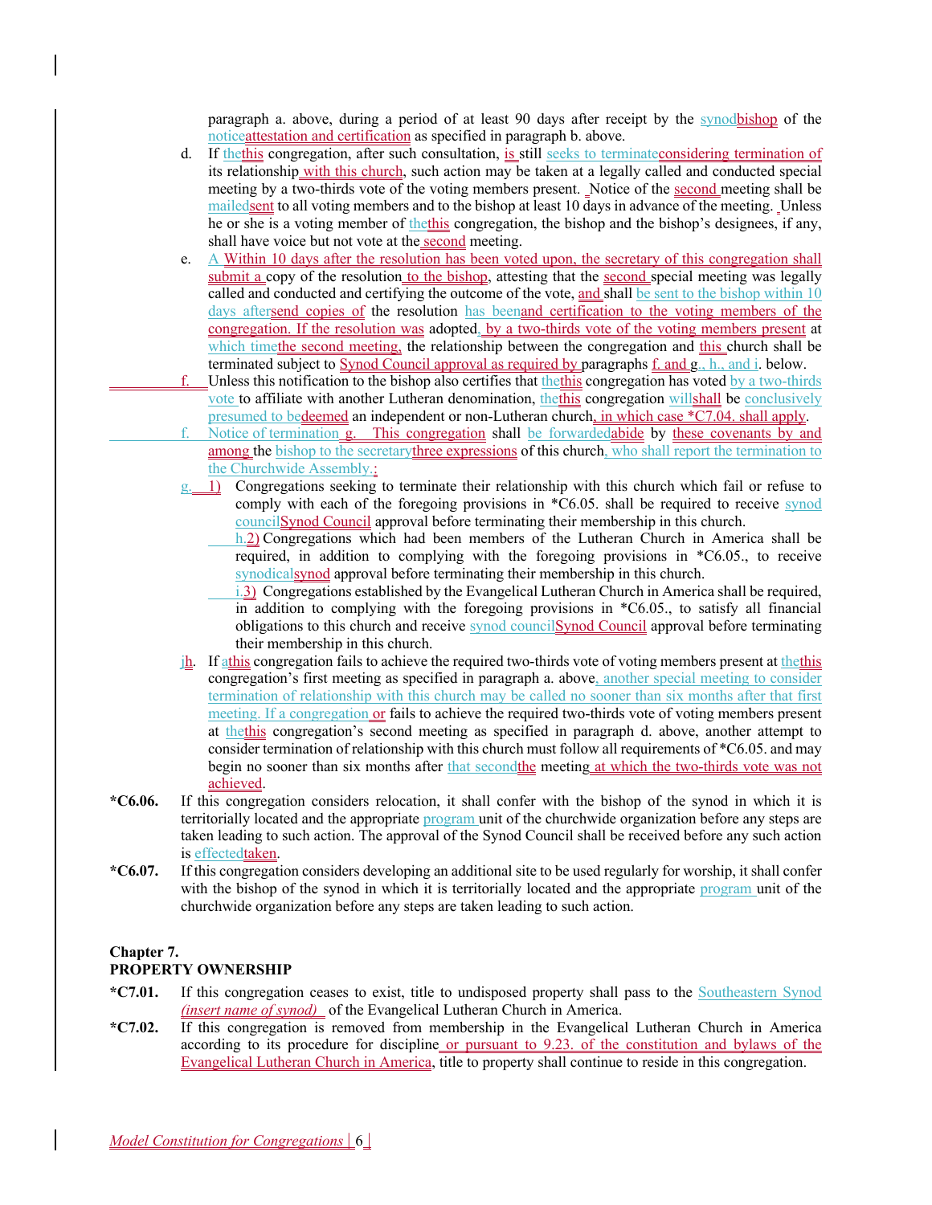paragraph a. above, during a period of at least 90 days after receipt by the synodbishop of the noticeattestation and certification as specified in paragraph b. above.

d. If thethis congregation, after such consultation, is still seeks to terminateconsidering termination of its relationship with this church, such action may be taken at a legally called and conducted special meeting by a two-thirds vote of the voting members present. Notice of the second meeting shall be mailedsent to all voting members and to the bishop at least 10 days in advance of the meeting. Unless he or she is a voting member of thethis congregation, the bishop and the bishop's designees, if any, shall have voice but not vote at the second meeting.

e. A Within 10 days after the resolution has been voted upon, the secretary of this congregation shall submit a copy of the resolution to the bishop, attesting that the second special meeting was legally called and conducted and certifying the outcome of the vote, and shall be sent to the bishop within 10 days aftersend copies of the resolution has beenand certification to the voting members of the congregation. If the resolution was adopted, by a two-thirds vote of the voting members present at which timethe second meeting, the relationship between the congregation and this church shall be terminated subject to Synod Council approval as required by paragraphs f. and g., h., and i. below.

f. Unless this notification to the bishop also certifies that thethis congregation has voted by a two-thirds vote to affiliate with another Lutheran denomination, thethis congregation willshall be conclusively presumed to bedeemed an independent or non-Lutheran church, in which case *C7.04. shall apply.

f. Notice of termination g. This congregation shall be forwardedabide by these covenants by and among the bishop to the secretarythree expressions of this church, who shall report the termination to the Churchwide Assembly.:

g. 1) Congregations seeking to terminate their relationship with this church which fail or refuse to comply with each of the foregoing provisions in *C6.05. shall be required to receive synod councilSynod Council approval before terminating their membership in this church.

h.2) Congregations which had been members of the Lutheran Church in America shall be required, in addition to complying with the foregoing provisions in *C6.05., to receive synodicalsynod approval before terminating their membership in this church.

i.3) Congregations established by the Evangelical Lutheran Church in America shall be required, in addition to complying with the foregoing provisions in *C6.05., to satisfy all financial obligations to this church and receive synod councilSynod Council approval before terminating their membership in this church.

jh. If athis congregation fails to achieve the required two-thirds vote of voting members present at thethis congregation's first meeting as specified in paragraph a. above, another special meeting to consider termination of relationship with this church may be called no sooner than six months after that first meeting. If a congregation or fails to achieve the required two-thirds vote of voting members present at thethis congregation's second meeting as specified in paragraph d. above, another attempt to consider termination of relationship with this church must follow all requirements of *C6.05. and may begin no sooner than six months after that secondthe meeting at which the two-thirds vote was not achieved.

**\*C6.06.** If this congregation considers relocation, it shall confer with the bishop of the synod in which it is territorially located and the appropriate program unit of the churchwide organization before any steps are taken leading to such action. The approval of the Synod Council shall be received before any such action is effectedtaken.

**\*C6.07.** If this congregation considers developing an additional site to be used regularly for worship, it shall confer with the bishop of the synod in which it is territorially located and the appropriate program unit of the churchwide organization before any steps are taken leading to such action.

## Chapter 7.
## PROPERTY OWNERSHIP

**\*C7.01.** If this congregation ceases to exist, title to undisposed property shall pass to the Southeastern Synod *(insert name of synod)* of the Evangelical Lutheran Church in America.

**\*C7.02.** If this congregation is removed from membership in the Evangelical Lutheran Church in America according to its procedure for discipline or pursuant to 9.23. of the constitution and bylaws of the Evangelical Lutheran Church in America, title to property shall continue to reside in this congregation.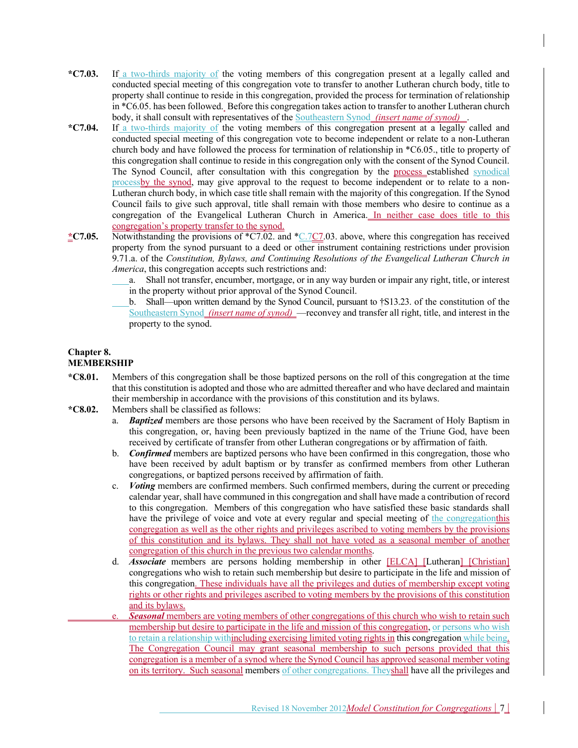**\*C7.03.** If a two-thirds majority of the voting members of this congregation present at a legally called and conducted special meeting of this congregation vote to transfer to another Lutheran church body, title to property shall continue to reside in this congregation, provided the process for termination of relationship in \*C6.05. has been followed. Before this congregation takes action to transfer to another Lutheran church body, it shall consult with representatives of the Southeastern Synod *(insert name of synod)* .

**\*C7.04.** If a two-thirds majority of the voting members of this congregation present at a legally called and conducted special meeting of this congregation vote to become independent or relate to a non-Lutheran church body and have followed the process for termination of relationship in \*C6.05., title to property of this congregation shall continue to reside in this congregation only with the consent of the Synod Council. The Synod Council, after consultation with this congregation by the process established synodical processby the synod, may give approval to the request to become independent or to relate to a non-Lutheran church body, in which case title shall remain with the majority of this congregation. If the Synod Council fails to give such approval, title shall remain with those members who desire to continue as a congregation of the Evangelical Lutheran Church in America. In neither case does title to this congregation's property transfer to the synod.

**\*C7.05.** Notwithstanding the provisions of \*C7.02. and \*C.7C7.03. above, where this congregation has received property from the synod pursuant to a deed or other instrument containing restrictions under provision 9.71.a. of the *Constitution, Bylaws, and Continuing Resolutions of the Evangelical Lutheran Church in America*, this congregation accepts such restrictions and:

a. Shall not transfer, encumber, mortgage, or in any way burden or impair any right, title, or interest in the property without prior approval of the Synod Council.

b. Shall—upon written demand by the Synod Council, pursuant to †S13.23. of the constitution of the Southeastern Synod *(insert name of synod)* —reconvey and transfer all right, title, and interest in the property to the synod.

## Chapter 8.
## MEMBERSHIP

**\*C8.01.** Members of this congregation shall be those baptized persons on the roll of this congregation at the time that this constitution is adopted and those who are admitted thereafter and who have declared and maintain their membership in accordance with the provisions of this constitution and its bylaws.

**\*C8.02.** Members shall be classified as follows:

a. ***Baptized*** members are those persons who have been received by the Sacrament of Holy Baptism in this congregation, or, having been previously baptized in the name of the Triune God, have been received by certificate of transfer from other Lutheran congregations or by affirmation of faith.

b. ***Confirmed*** members are baptized persons who have been confirmed in this congregation, those who have been received by adult baptism or by transfer as confirmed members from other Lutheran congregations, or baptized persons received by affirmation of faith.

c. ***Voting*** members are confirmed members. Such confirmed members, during the current or preceding calendar year, shall have communed in this congregation and shall have made a contribution of record to this congregation. Members of this congregation who have satisfied these basic standards shall have the privilege of voice and vote at every regular and special meeting of the congregationthis congregation as well as the other rights and privileges ascribed to voting members by the provisions of this constitution and its bylaws. They shall not have voted as a seasonal member of another congregation of this church in the previous two calendar months.

d. ***Associate*** members are persons holding membership in other [ELCA] [Lutheran] [Christian] congregations who wish to retain such membership but desire to participate in the life and mission of this congregation. These individuals have all the privileges and duties of membership except voting rights or other rights and privileges ascribed to voting members by the provisions of this constitution and its bylaws.

e. ***Seasonal*** members are voting members of other congregations of this church who wish to retain such membership but desire to participate in the life and mission of this congregation, or persons who wish to retain a relationship withincluding exercising limited voting rights in this congregation while being. The Congregation Council may grant seasonal membership to such persons provided that this congregation is a member of a synod where the Synod Council has approved seasonal member voting on its territory. Such seasonal members of other congregations. Theyshall have all the privileges and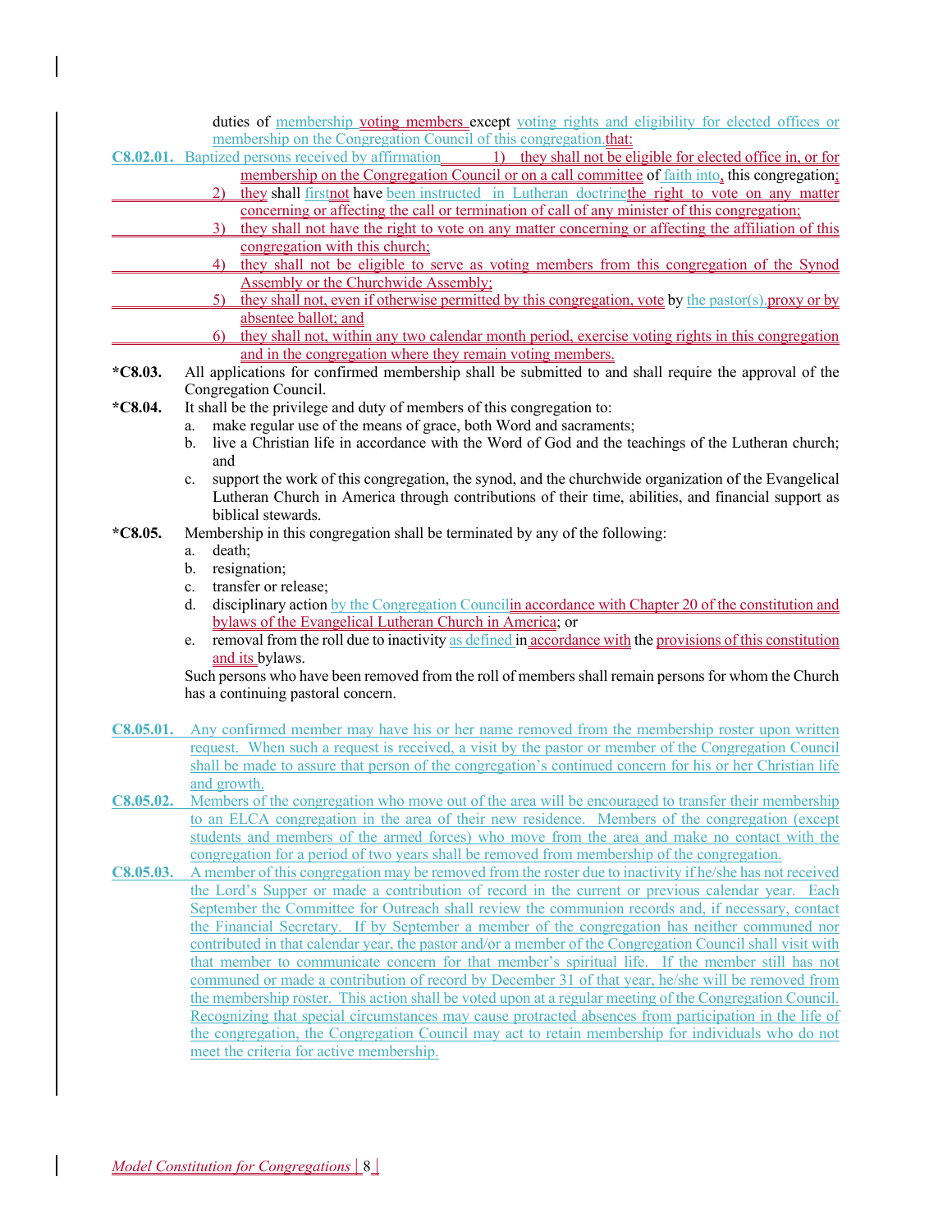duties of membership voting members except voting rights and eligibility for elected offices or membership on the Congregation Council of this congregation.that:

**C8.02.01.** Baptized persons received by affirmation 1) they shall not be eligible for elected office in, or for membership on the Congregation Council or on a call committee of faith into, this congregation;

2) they shall firstnot have been instructed in Lutheran doctrinethe right to vote on any matter concerning or affecting the call or termination of call of any minister of this congregation;

3) they shall not have the right to vote on any matter concerning or affecting the affiliation of this congregation with this church;

4) they shall not be eligible to serve as voting members from this congregation of the Synod Assembly or the Churchwide Assembly;

5) they shall not, even if otherwise permitted by this congregation, vote by the pastor(s).proxy or by absentee ballot; and

6) they shall not, within any two calendar month period, exercise voting rights in this congregation and in the congregation where they remain voting members.

**\*C8.03.** All applications for confirmed membership shall be submitted to and shall require the approval of the Congregation Council.

**\*C8.04.** It shall be the privilege and duty of members of this congregation to:

a. make regular use of the means of grace, both Word and sacraments;
b. live a Christian life in accordance with the Word of God and the teachings of the Lutheran church; and
c. support the work of this congregation, the synod, and the churchwide organization of the Evangelical Lutheran Church in America through contributions of their time, abilities, and financial support as biblical stewards.

**\*C8.05.** Membership in this congregation shall be terminated by any of the following:

a. death;
b. resignation;
c. transfer or release;
d. disciplinary action by the Congregation Councilin accordance with Chapter 20 of the constitution and bylaws of the Evangelical Lutheran Church in America; or
e. removal from the roll due to inactivity as defined in accordance with the provisions of this constitution and its bylaws.

Such persons who have been removed from the roll of members shall remain persons for whom the Church has a continuing pastoral concern.

**C8.05.01.** Any confirmed member may have his or her name removed from the membership roster upon written request. When such a request is received, a visit by the pastor or member of the Congregation Council shall be made to assure that person of the congregation's continued concern for his or her Christian life and growth.

**C8.05.02.** Members of the congregation who move out of the area will be encouraged to transfer their membership to an ELCA congregation in the area of their new residence. Members of the congregation (except students and members of the armed forces) who move from the area and make no contact with the congregation for a period of two years shall be removed from membership of the congregation.

**C8.05.03.** A member of this congregation may be removed from the roster due to inactivity if he/she has not received the Lord's Supper or made a contribution of record in the current or previous calendar year. Each September the Committee for Outreach shall review the communion records and, if necessary, contact the Financial Secretary. If by September a member of the congregation has neither communed nor contributed in that calendar year, the pastor and/or a member of the Congregation Council shall visit with that member to communicate concern for that member's spiritual life. If the member still has not communed or made a contribution of record by December 31 of that year, he/she will be removed from the membership roster. This action shall be voted upon at a regular meeting of the Congregation Council. Recognizing that special circumstances may cause protracted absences from participation in the life of the congregation, the Congregation Council may act to retain membership for individuals who do not meet the criteria for active membership.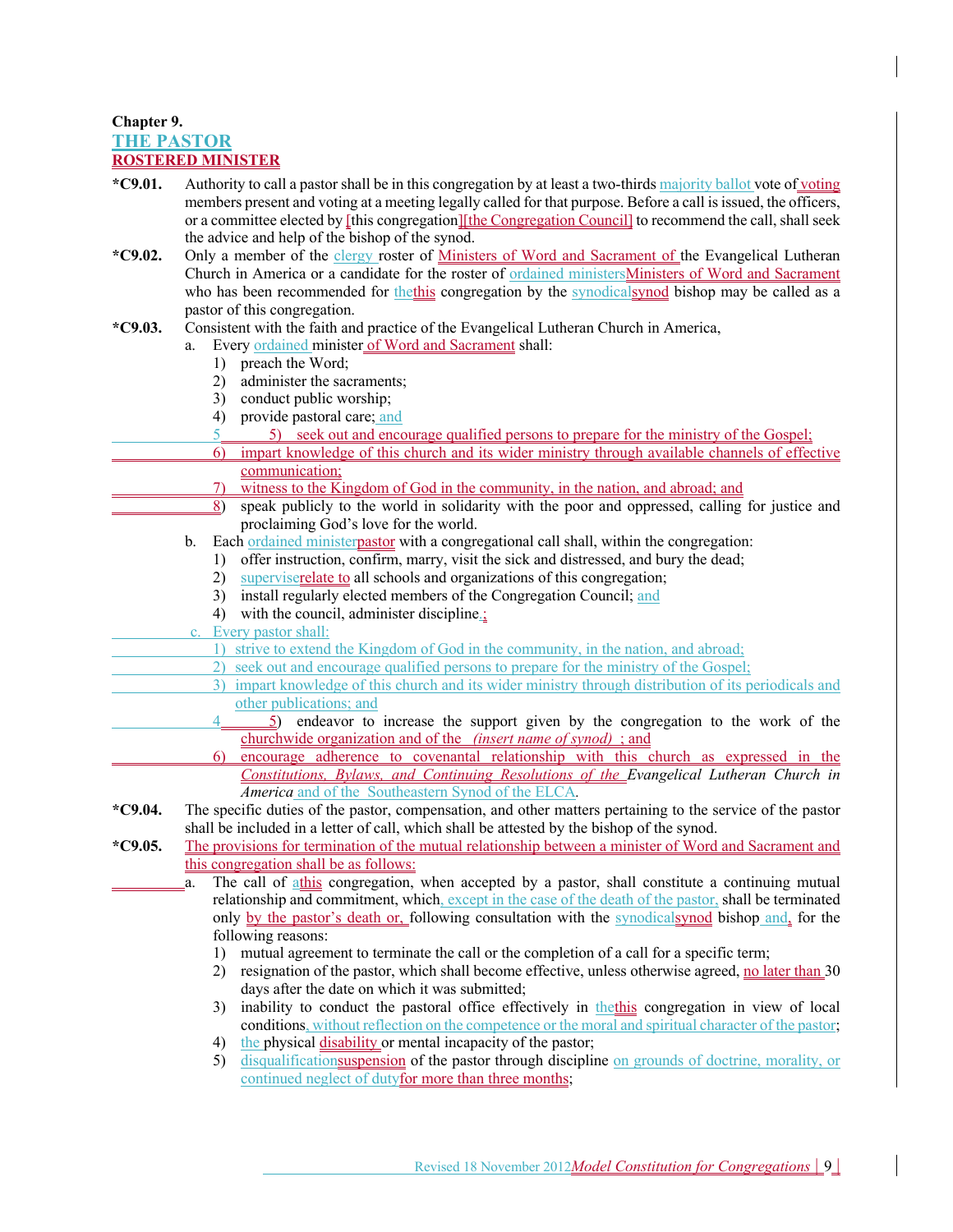Chapter 9.
## THE PASTOR
## ROSTERED MINISTER

**\*C9.01.** Authority to call a pastor shall be in this congregation by at least a two-thirds majority ballot vote of voting members present and voting at a meeting legally called for that purpose. Before a call is issued, the officers, or a committee elected by [this congregation][the Congregation Council] to recommend the call, shall seek the advice and help of the bishop of the synod.

**\*C9.02.** Only a member of the clergy roster of Ministers of Word and Sacrament of the Evangelical Lutheran Church in America or a candidate for the roster of ordained ministersMinisters of Word and Sacrament who has been recommended for thethis congregation by the synodicalsynod bishop may be called as a pastor of this congregation.

**\*C9.03.** Consistent with the faith and practice of the Evangelical Lutheran Church in America,

a. Every ordained minister of Word and Sacrament shall:
   1) preach the Word;
   2) administer the sacraments;
   3) conduct public worship;
   4) provide pastoral care; and
   5) seek out and encourage qualified persons to prepare for the ministry of the Gospel;
   6) impart knowledge of this church and its wider ministry through available channels of effective communication;
   7) witness to the Kingdom of God in the community, in the nation, and abroad; and
   8) speak publicly to the world in solidarity with the poor and oppressed, calling for justice and proclaiming God's love for the world.

b. Each ordained ministerpastor with a congregational call shall, within the congregation:
   1) offer instruction, confirm, marry, visit the sick and distressed, and bury the dead;
   2) superviserelate to all schools and organizations of this congregation;
   3) install regularly elected members of the Congregation Council; and
   4) with the council, administer discipline.;

c. Every pastor shall:
   1) strive to extend the Kingdom of God in the community, in the nation, and abroad;
   2) seek out and encourage qualified persons to prepare for the ministry of the Gospel;
   3) impart knowledge of this church and its wider ministry through distribution of its periodicals and other publications; and
   45) endeavor to increase the support given by the congregation to the work of the churchwide organization and of the *(insert name of synod)* ; and
   6) encourage adherence to covenantal relationship with this church as expressed in the *Constitutions, Bylaws, and Continuing Resolutions of the Evangelical Lutheran Church in America* and of the Southeastern Synod of the ELCA.

**\*C9.04.** The specific duties of the pastor, compensation, and other matters pertaining to the service of the pastor shall be included in a letter of call, which shall be attested by the bishop of the synod.

**\*C9.05.** The provisions for termination of the mutual relationship between a minister of Word and Sacrament and this congregation shall be as follows:

a. The call of athis congregation, when accepted by a pastor, shall constitute a continuing mutual relationship and commitment, which, except in the case of the death of the pastor, shall be terminated only by the pastor's death or, following consultation with the synodicalsynod bishop and, for the following reasons:
   1) mutual agreement to terminate the call or the completion of a call for a specific term;
   2) resignation of the pastor, which shall become effective, unless otherwise agreed, no later than 30 days after the date on which it was submitted;
   3) inability to conduct the pastoral office effectively in thethis congregation in view of local conditions, without reflection on the competence or the moral and spiritual character of the pastor;
   4) the physical disability or mental incapacity of the pastor;
   5) disqualificationsuspension of the pastor through discipline on grounds of doctrine, morality, or continued neglect of dutyfor more than three months;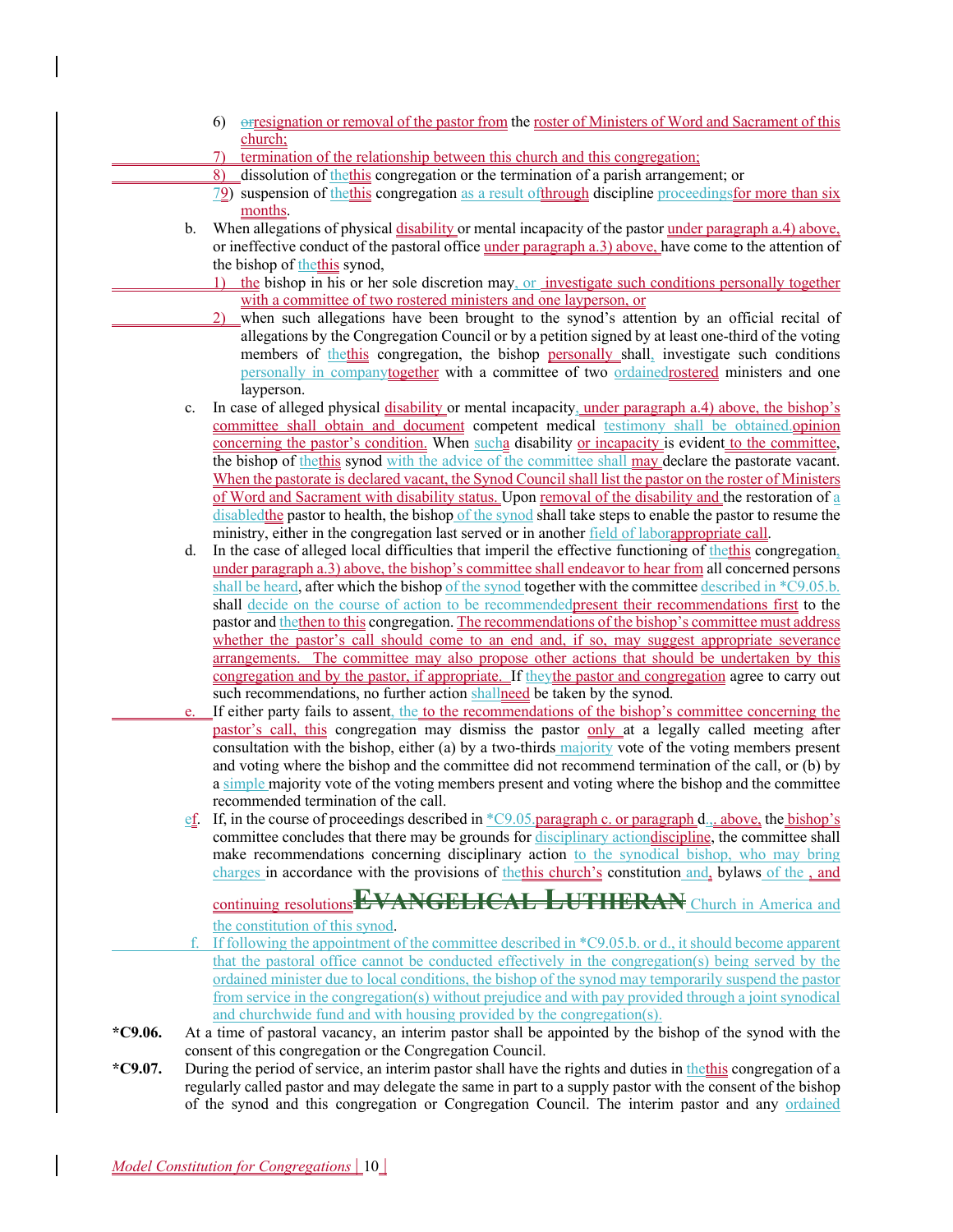6) ~~or~~resignation or removal of the pastor from the roster of Ministers of Word and Sacrament of this church;

7) termination of the relationship between this church and this congregation;

8) dissolution of ~~the~~this congregation or the termination of a parish arrangement; or

~~7~~9) suspension of ~~the~~this congregation ~~as a result of~~through discipline ~~proceedings~~for more than six months.

b. When allegations of physical disability or mental incapacity of the pastor under paragraph a.4) above, or ineffective conduct of the pastoral office under paragraph a.3) above, have come to the attention of the bishop of ~~the~~this synod,

1) the bishop in his or her sole discretion may~~, or~~ investigate such conditions personally together with a committee of two rostered ministers and one layperson, or

2) when such allegations have been brought to the synod's attention by an official recital of allegations by the Congregation Council or by a petition signed by at least one-third of the voting members of ~~the~~this congregation, the bishop personally shall~~,~~ investigate such conditions ~~personally in company~~together with a committee of two ~~ordained~~rostered ministers and one layperson.

c. In case of alleged physical disability or mental incapacity, under paragraph a.4) above, the bishop's committee shall obtain and document competent medical ~~testimony shall be obtained.~~opinion concerning the pastor's condition. When ~~such~~a disability or incapacity is evident to the committee, the bishop of ~~the~~this synod ~~with the advice of the committee shall~~ may declare the pastorate vacant. When the pastorate is declared vacant, the Synod Council shall list the pastor on the roster of Ministers of Word and Sacrament with disability status. Upon removal of the disability and the restoration of ~~a disabled~~the pastor to health, the bishop ~~of the synod~~ shall take steps to enable the pastor to resume the ministry, either in the congregation last served or in another ~~field of labor~~appropriate call.

d. In the case of alleged local difficulties that imperil the effective functioning of ~~the~~this congregation, under paragraph a.3) above, the bishop's committee shall endeavor to hear from all concerned persons ~~shall be heard~~, after which the bishop ~~of the synod~~ together with the committee ~~described in *C9.05.b.~~ shall ~~decide on the course of action to be recommended~~present their recommendations first to the pastor and ~~the~~then to this congregation. The recommendations of the bishop's committee must address whether the pastor's call should come to an end and, if so, may suggest appropriate severance arrangements. The committee may also propose other actions that should be undertaken by this congregation and by the pastor, if appropriate. If ~~they~~the pastor and congregation agree to carry out such recommendations, no further action ~~shall~~need be taken by the synod.

e. If either party fails to assent~~, the~~ to the recommendations of the bishop's committee concerning the pastor's call, this congregation may dismiss the pastor only at a legally called meeting after consultation with the bishop, either (a) by a two-thirds ~~majority~~ vote of the voting members present and voting where the bishop and the committee did not recommend termination of the call, or (b) by a ~~simple~~ majority vote of the voting members present and voting where the bishop and the committee recommended termination of the call.

~~e~~f. If, in the course of proceedings described in ~~*C9.05.~~paragraph c. or paragraph d.~~,~~. above, the bishop's committee concludes that there may be grounds for ~~disciplinary action~~discipline, the committee shall make recommendations concerning disciplinary action ~~to the synodical bishop, who may bring charges~~ in accordance with the provisions of ~~the~~this church's constitution~~ and~~, bylaws~~ of the~~, and continuing resolutions~~Evangelical Lutheran Church in America and the constitution of this synod~~.

~~f. If following the appointment of the committee described in *C9.05.b. or d., it should become apparent that the pastoral office cannot be conducted effectively in the congregation(s) being served by the ordained minister due to local conditions, the bishop of the synod may temporarily suspend the pastor from service in the congregation(s) without prejudice and with pay provided through a joint synodical and churchwide fund and with housing provided by the congregation(s).~~

**\*C9.06.** At a time of pastoral vacancy, an interim pastor shall be appointed by the bishop of the synod with the consent of this congregation or the Congregation Council.

**\*C9.07.** During the period of service, an interim pastor shall have the rights and duties in ~~the~~this congregation of a regularly called pastor and may delegate the same in part to a supply pastor with the consent of the bishop of the synod and this congregation or Congregation Council. The interim pastor and any ~~ordained~~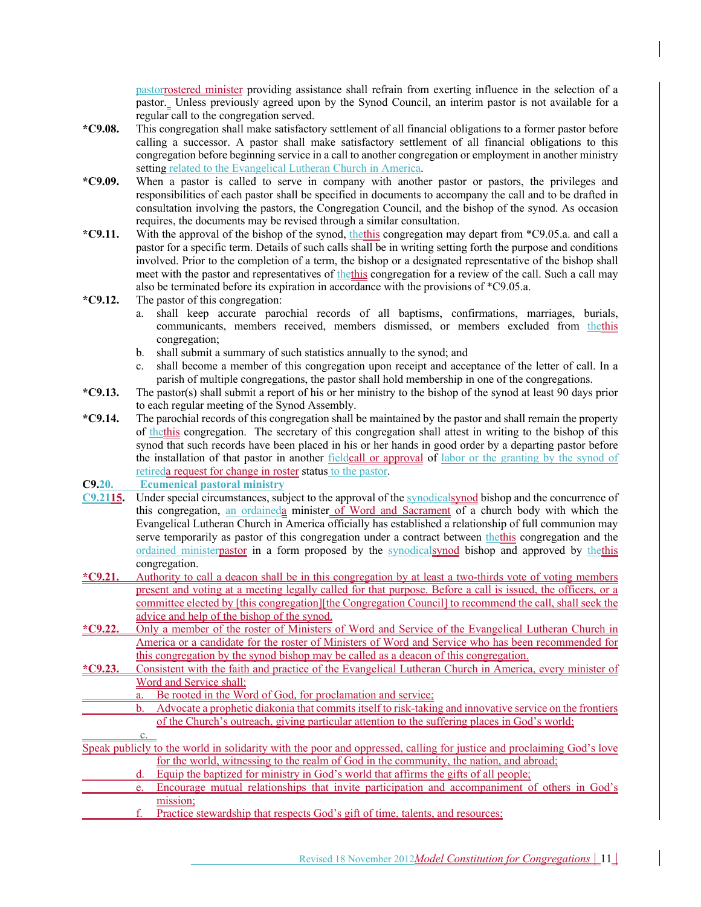pastorrostered minister providing assistance shall refrain from exerting influence in the selection of a pastor. Unless previously agreed upon by the Synod Council, an interim pastor is not available for a regular call to the congregation served.

**\*C9.08.** This congregation shall make satisfactory settlement of all financial obligations to a former pastor before calling a successor. A pastor shall make satisfactory settlement of all financial obligations to this congregation before beginning service in a call to another congregation or employment in another ministry setting related to the Evangelical Lutheran Church in America.

**\*C9.09.** When a pastor is called to serve in company with another pastor or pastors, the privileges and responsibilities of each pastor shall be specified in documents to accompany the call and to be drafted in consultation involving the pastors, the Congregation Council, and the bishop of the synod. As occasion requires, the documents may be revised through a similar consultation.

**\*C9.11.** With the approval of the bishop of the synod, thethis congregation may depart from *C9.05.a. and call a pastor for a specific term. Details of such calls shall be in writing setting forth the purpose and conditions involved. Prior to the completion of a term, the bishop or a designated representative of the bishop shall meet with the pastor and representatives of thethis congregation for a review of the call. Such a call may also be terminated before its expiration in accordance with the provisions of *C9.05.a.

**\*C9.12.** The pastor of this congregation:

a. shall keep accurate parochial records of all baptisms, confirmations, marriages, burials, communicants, members received, members dismissed, or members excluded from thethis congregation;

b. shall submit a summary of such statistics annually to the synod; and

c. shall become a member of this congregation upon receipt and acceptance of the letter of call. In a parish of multiple congregations, the pastor shall hold membership in one of the congregations.

**\*C9.13.** The pastor(s) shall submit a report of his or her ministry to the bishop of the synod at least 90 days prior to each regular meeting of the Synod Assembly.

**\*C9.14.** The parochial records of this congregation shall be maintained by the pastor and shall remain the property of thethis congregation. The secretary of this congregation shall attest in writing to the bishop of this synod that such records have been placed in his or her hands in good order by a departing pastor before the installation of that pastor in another fieldcall or approval of labor or the granting by the synod of retireda request for change in roster status to the pastor.

**C9.20. Ecumenical pastoral ministry**

**C9.2115.** Under special circumstances, subject to the approval of the synodicalsynod bishop and the concurrence of this congregation, an ordaineda minister of Word and Sacrament of a church body with which the Evangelical Lutheran Church in America officially has established a relationship of full communion may serve temporarily as pastor of this congregation under a contract between thethis congregation and the ordained ministerpastor in a form proposed by the synodicalsynod bishop and approved by thethis congregation.

**\*C9.21.** Authority to call a deacon shall be in this congregation by at least a two-thirds vote of voting members present and voting at a meeting legally called for that purpose. Before a call is issued, the officers, or a committee elected by [this congregation][the Congregation Council] to recommend the call, shall seek the advice and help of the bishop of the synod.

**\*C9.22.** Only a member of the roster of Ministers of Word and Service of the Evangelical Lutheran Church in America or a candidate for the roster of Ministers of Word and Service who has been recommended for this congregation by the synod bishop may be called as a deacon of this congregation.

**\*C9.23.** Consistent with the faith and practice of the Evangelical Lutheran Church in America, every minister of Word and Service shall:

a. Be rooted in the Word of God, for proclamation and service;

b. Advocate a prophetic diakonia that commits itself to risk-taking and innovative service on the frontiers of the Church's outreach, giving particular attention to the suffering places in God's world;

c. Speak publicly to the world in solidarity with the poor and oppressed, calling for justice and proclaiming God's love for the world, witnessing to the realm of God in the community, the nation, and abroad;

d. Equip the baptized for ministry in God's world that affirms the gifts of all people;

e. Encourage mutual relationships that invite participation and accompaniment of others in God's mission;

f. Practice stewardship that respects God's gift of time, talents, and resources;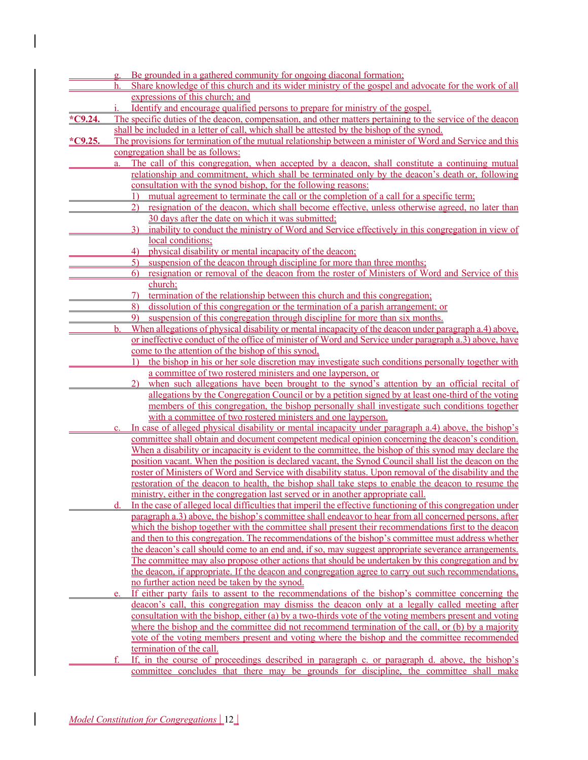g. Be grounded in a gathered community for ongoing diaconal formation;

h. Share knowledge of this church and its wider ministry of the gospel and advocate for the work of all expressions of this church; and

i. Identify and encourage qualified persons to prepare for ministry of the gospel.

**\*C9.24.** The specific duties of the deacon, compensation, and other matters pertaining to the service of the deacon shall be included in a letter of call, which shall be attested by the bishop of the synod.

**\*C9.25.** The provisions for termination of the mutual relationship between a minister of Word and Service and this congregation shall be as follows:

a. The call of this congregation, when accepted by a deacon, shall constitute a continuing mutual relationship and commitment, which shall be terminated only by the deacon's death or, following consultation with the synod bishop, for the following reasons:

1) mutual agreement to terminate the call or the completion of a call for a specific term;
2) resignation of the deacon, which shall become effective, unless otherwise agreed, no later than 30 days after the date on which it was submitted;
3) inability to conduct the ministry of Word and Service effectively in this congregation in view of local conditions;
4) physical disability or mental incapacity of the deacon;
5) suspension of the deacon through discipline for more than three months;
6) resignation or removal of the deacon from the roster of Ministers of Word and Service of this church;
7) termination of the relationship between this church and this congregation;
8) dissolution of this congregation or the termination of a parish arrangement; or
9) suspension of this congregation through discipline for more than six months.

b. When allegations of physical disability or mental incapacity of the deacon under paragraph a.4) above, or ineffective conduct of the office of minister of Word and Service under paragraph a.3) above, have come to the attention of the bishop of this synod,

1) the bishop in his or her sole discretion may investigate such conditions personally together with a committee of two rostered ministers and one layperson, or
2) when such allegations have been brought to the synod's attention by an official recital of allegations by the Congregation Council or by a petition signed by at least one-third of the voting members of this congregation, the bishop personally shall investigate such conditions together with a committee of two rostered ministers and one layperson.

c. In case of alleged physical disability or mental incapacity under paragraph a.4) above, the bishop's committee shall obtain and document competent medical opinion concerning the deacon's condition. When a disability or incapacity is evident to the committee, the bishop of this synod may declare the position vacant. When the position is declared vacant, the Synod Council shall list the deacon on the roster of Ministers of Word and Service with disability status. Upon removal of the disability and the restoration of the deacon to health, the bishop shall take steps to enable the deacon to resume the ministry, either in the congregation last served or in another appropriate call.

d. In the case of alleged local difficulties that imperil the effective functioning of this congregation under paragraph a.3) above, the bishop's committee shall endeavor to hear from all concerned persons, after which the bishop together with the committee shall present their recommendations first to the deacon and then to this congregation. The recommendations of the bishop's committee must address whether the deacon's call should come to an end and, if so, may suggest appropriate severance arrangements. The committee may also propose other actions that should be undertaken by this congregation and by the deacon, if appropriate. If the deacon and congregation agree to carry out such recommendations, no further action need be taken by the synod.

e. If either party fails to assent to the recommendations of the bishop's committee concerning the deacon's call, this congregation may dismiss the deacon only at a legally called meeting after consultation with the bishop, either (a) by a two-thirds vote of the voting members present and voting where the bishop and the committee did not recommend termination of the call, or (b) by a majority vote of the voting members present and voting where the bishop and the committee recommended termination of the call.

f. If, in the course of proceedings described in paragraph c. or paragraph d. above, the bishop's committee concludes that there may be grounds for discipline, the committee shall make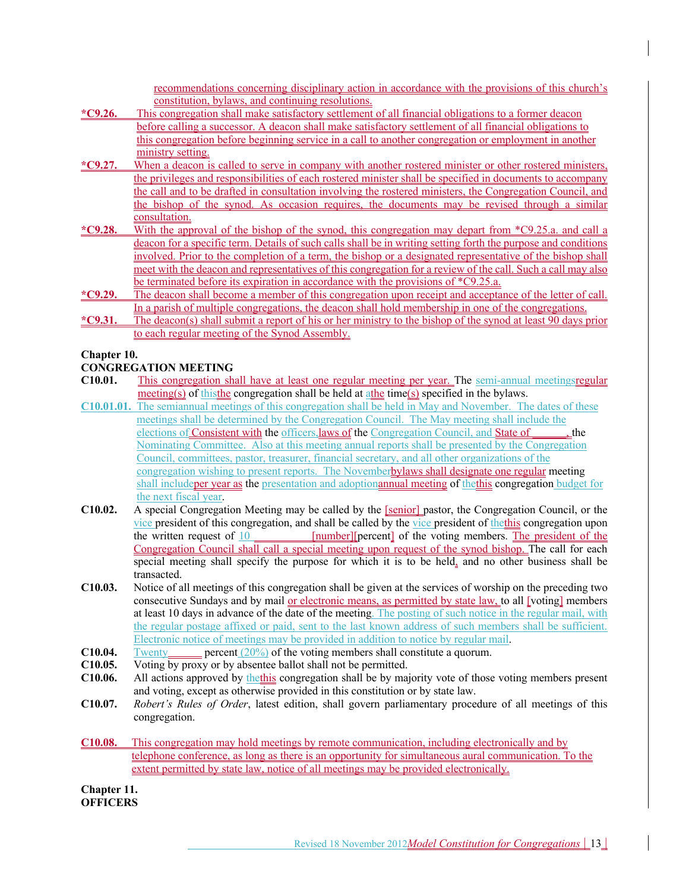recommendations concerning disciplinary action in accordance with the provisions of this church's constitution, bylaws, and continuing resolutions.

**\*C9.26.** This congregation shall make satisfactory settlement of all financial obligations to a former deacon before calling a successor. A deacon shall make satisfactory settlement of all financial obligations to this congregation before beginning service in a call to another congregation or employment in another ministry setting.

**\*C9.27.** When a deacon is called to serve in company with another rostered minister or other rostered ministers, the privileges and responsibilities of each rostered minister shall be specified in documents to accompany the call and to be drafted in consultation involving the rostered ministers, the Congregation Council, and the bishop of the synod. As occasion requires, the documents may be revised through a similar consultation.

**\*C9.28.** With the approval of the bishop of the synod, this congregation may depart from \*C9.25.a. and call a deacon for a specific term. Details of such calls shall be in writing setting forth the purpose and conditions involved. Prior to the completion of a term, the bishop or a designated representative of the bishop shall meet with the deacon and representatives of this congregation for a review of the call. Such a call may also be terminated before its expiration in accordance with the provisions of \*C9.25.a.

**\*C9.29.** The deacon shall become a member of this congregation upon receipt and acceptance of the letter of call. In a parish of multiple congregations, the deacon shall hold membership in one of the congregations.

**\*C9.31.** The deacon(s) shall submit a report of his or her ministry to the bishop of the synod at least 90 days prior to each regular meeting of the Synod Assembly.

## Chapter 10.
## CONGREGATION MEETING

**C10.01.** This congregation shall have at least one regular meeting per year. The semi-annual meetingsregular meeting(s) of thisthe congregation shall be held at athe time(s) specified in the bylaws.

**C10.01.01.** The semiannual meetings of this congregation shall be held in May and November. The dates of these meetings shall be determined by the Congregation Council. The May meeting shall include the elections of Consistent with the officers,laws of the Congregation Council, and State of _______, the Nominating Committee. Also at this meeting annual reports shall be presented by the Congregation Council, committees, pastor, treasurer, financial secretary, and all other organizations of the congregation wishing to present reports. The Novemberbylaws shall designate one regular meeting shall includeper year as the presentation and adoptionannual meeting of thethis congregation budget for the next fiscal year.

**C10.02.** A special Congregation Meeting may be called by the [senior] pastor, the Congregation Council, or the vice president of this congregation, and shall be called by the vice president of thethis congregation upon the written request of 10 __________ [number][percent] of the voting members. The president of the Congregation Council shall call a special meeting upon request of the synod bishop. The call for each special meeting shall specify the purpose for which it is to be held, and no other business shall be transacted.

**C10.03.** Notice of all meetings of this congregation shall be given at the services of worship on the preceding two consecutive Sundays and by mail or electronic means, as permitted by state law, to all [voting] members at least 10 days in advance of the date of the meeting. The posting of such notice in the regular mail, with the regular postage affixed or paid, sent to the last known address of such members shall be sufficient. Electronic notice of meetings may be provided in addition to notice by regular mail.

**C10.04.** Twenty______ percent (20%) of the voting members shall constitute a quorum.

**C10.05.** Voting by proxy or by absentee ballot shall not be permitted.

**C10.06.** All actions approved by thethis congregation shall be by majority vote of those voting members present and voting, except as otherwise provided in this constitution or by state law.

**C10.07.** *Robert's Rules of Order*, latest edition, shall govern parliamentary procedure of all meetings of this congregation.

**C10.08.** This congregation may hold meetings by remote communication, including electronically and by telephone conference, as long as there is an opportunity for simultaneous aural communication. To the extent permitted by state law, notice of all meetings may be provided electronically.

## Chapter 11.
## OFFICERS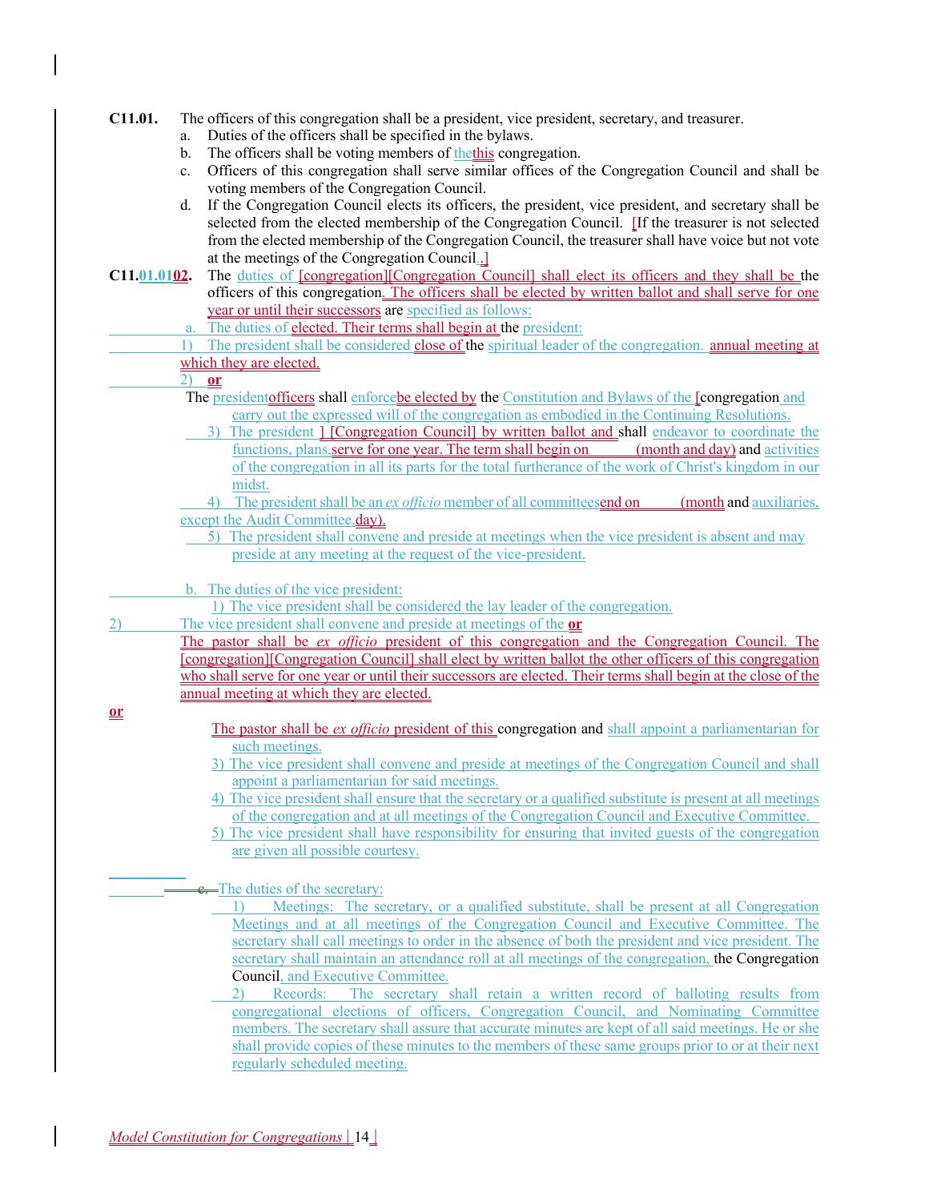**C11.01.** The officers of this congregation shall be a president, vice president, secretary, and treasurer.

a. Duties of the officers shall be specified in the bylaws.

b. The officers shall be voting members of thethis congregation.

c. Officers of this congregation shall serve similar offices of the Congregation Council and shall be voting members of the Congregation Council.

d. If the Congregation Council elects its officers, the president, vice president, and secretary shall be selected from the elected membership of the Congregation Council. [If the treasurer is not selected from the elected membership of the Congregation Council, the treasurer shall have voice but not vote at the meetings of the Congregation Council..]

**C11.01.0102.** The duties of [congregation][Congregation Council] shall elect its officers and they shall be the officers of this congregation. The officers shall be elected by written ballot and shall serve for one year or until their successors are specified as follows:

a. The duties of elected. Their terms shall begin at the president:

1) The president shall be considered close of the spiritual leader of the congregation. annual meeting at which they are elected.

2) **or**

The presidentofficers shall enforcebe elected by the Constitution and Bylaws of the [congregation and carry out the expressed will of the congregation as embodied in the Continuing Resolutions.

3) The president ] [Congregation Council] by written ballot and shall endeavor to coordinate the functions, plans,serve for one year. The term shall begin on ______ (month and day) and activities of the congregation in all its parts for the total furtherance of the work of Christ's kingdom in our midst.

4) The president shall be an *ex officio* member of all committeesend on ______ (month and auxiliaries, except the Audit Committee.day).

5) The president shall convene and preside at meetings when the vice president is absent and may preside at any meeting at the request of the vice-president.

b. The duties of the vice president:

1) The vice president shall be considered the lay leader of the congregation.

2) The vice president shall convene and preside at meetings of the **or**

The pastor shall be *ex officio* president of this congregation and the Congregation Council. The [congregation][Congregation Council] shall elect by written ballot the other officers of this congregation who shall serve for one year or until their successors are elected. Their terms shall begin at the close of the annual meeting at which they are elected.

**or**

The pastor shall be *ex officio* president of this congregation and shall appoint a parliamentarian for such meetings.

3) The vice president shall convene and preside at meetings of the Congregation Council and shall appoint a parliamentarian for said meetings.

4) The vice president shall ensure that the secretary or a qualified substitute is present at all meetings of the congregation and at all meetings of the Congregation Council and Executive Committee.

5) The vice president shall have responsibility for ensuring that invited guests of the congregation are given all possible courtesy.

c. The duties of the secretary:

1) Meetings: The secretary, or a qualified substitute, shall be present at all Congregation Meetings and at all meetings of the Congregation Council and Executive Committee. The secretary shall call meetings to order in the absence of both the president and vice president. The secretary shall maintain an attendance roll at all meetings of the congregation, the Congregation Council, and Executive Committee.

2) Records: The secretary shall retain a written record of balloting results from congregational elections of officers, Congregation Council, and Nominating Committee members. The secretary shall assure that accurate minutes are kept of all said meetings. He or she shall provide copies of these minutes to the members of these same groups prior to or at their next regularly scheduled meeting.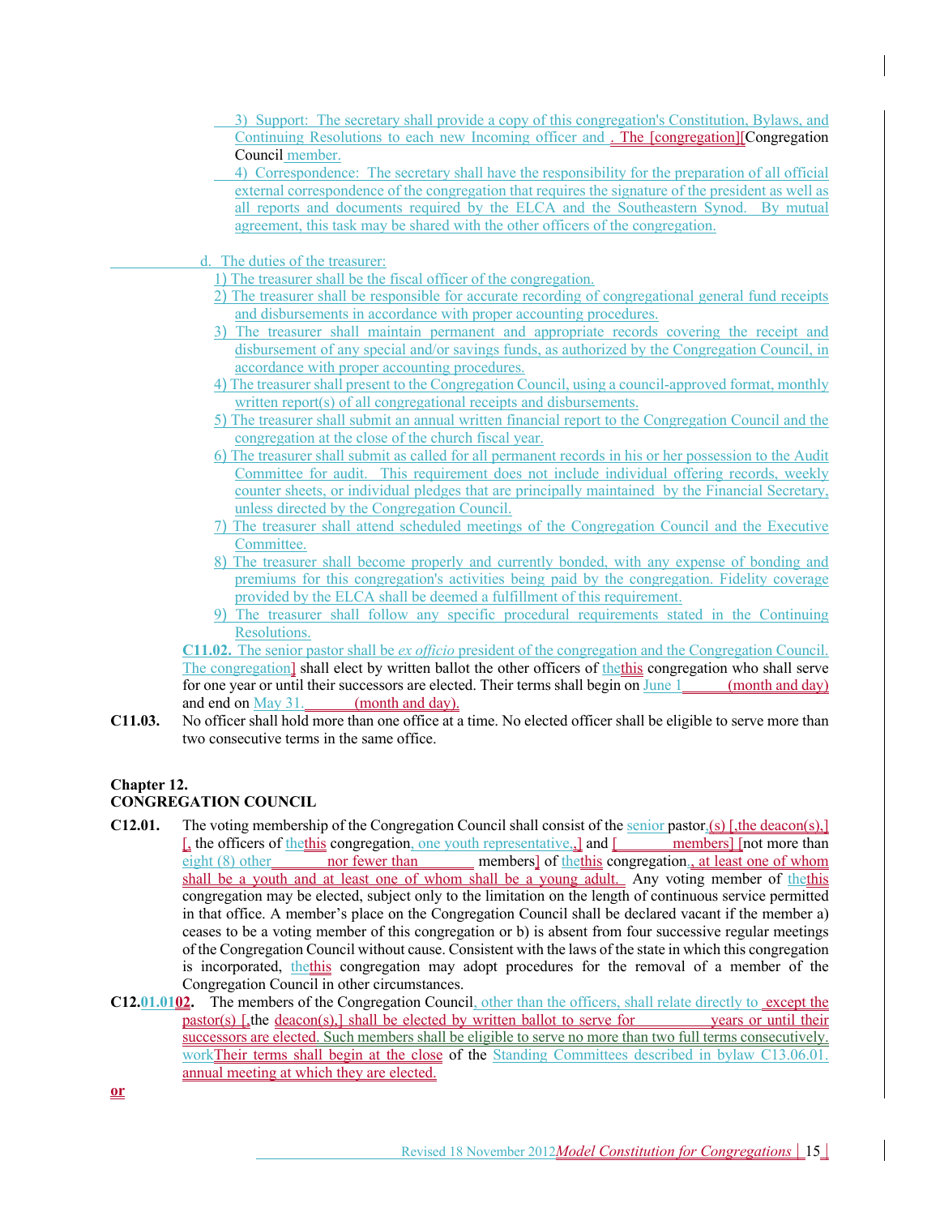3) Support: The secretary shall provide a copy of this congregation's Constitution, Bylaws, and Continuing Resolutions to each new Incoming officer and . The [congregation][Congregation Council member.

4) Correspondence: The secretary shall have the responsibility for the preparation of all official external correspondence of the congregation that requires the signature of the president as well as all reports and documents required by the ELCA and the Southeastern Synod. By mutual agreement, this task may be shared with the other officers of the congregation.

d. The duties of the treasurer:

1) The treasurer shall be the fiscal officer of the congregation.
2) The treasurer shall be responsible for accurate recording of congregational general fund receipts and disbursements in accordance with proper accounting procedures.
3) The treasurer shall maintain permanent and appropriate records covering the receipt and disbursement of any special and/or savings funds, as authorized by the Congregation Council, in accordance with proper accounting procedures.
4) The treasurer shall present to the Congregation Council, using a council-approved format, monthly written report(s) of all congregational receipts and disbursements.
5) The treasurer shall submit an annual written financial report to the Congregation Council and the congregation at the close of the church fiscal year.
6) The treasurer shall submit as called for all permanent records in his or her possession to the Audit Committee for audit. This requirement does not include individual offering records, weekly counter sheets, or individual pledges that are principally maintained by the Financial Secretary, unless directed by the Congregation Council.
7) The treasurer shall attend scheduled meetings of the Congregation Council and the Executive Committee.
8) The treasurer shall become properly and currently bonded, with any expense of bonding and premiums for this congregation's activities being paid by the congregation. Fidelity coverage provided by the ELCA shall be deemed a fulfillment of this requirement.
9) The treasurer shall follow any specific procedural requirements stated in the Continuing Resolutions.

**C11.02.** The senior pastor shall be *ex officio* president of the congregation and the Congregation Council. The congregation] shall elect by written ballot the other officers of thethis congregation who shall serve for one year or until their successors are elected. Their terms shall begin on June 1\_\_\_\_\_\_ (month and day) and end on May 31.\_\_\_\_\_\_\_ (month and day).

**C11.03.** No officer shall hold more than one office at a time. No elected officer shall be eligible to serve more than two consecutive terms in the same office.

## Chapter 12.
## CONGREGATION COUNCIL

**C12.01.** The voting membership of the Congregation Council shall consist of the senior pastor.(s) [,the deacon(s),] [, the officers of thethis congregation, one youth representative,,] and [\_\_\_\_\_\_\_\_ members] [not more than eight (8) other\_\_\_\_\_\_\_\_ nor fewer than\_\_\_\_\_\_\_\_ members] of thethis congregation., at least one of whom shall be a youth and at least one of whom shall be a young adult. Any voting member of thethis congregation may be elected, subject only to the limitation on the length of continuous service permitted in that office. A member's place on the Congregation Council shall be declared vacant if the member a) ceases to be a voting member of this congregation or b) is absent from four successive regular meetings of the Congregation Council without cause. Consistent with the laws of the state in which this congregation is incorporated, thethis congregation may adopt procedures for the removal of a member of the Congregation Council in other circumstances.

**C12.01.0102.** The members of the Congregation Council, other than the officers, shall relate directly to except the pastor(s) [,the deacon(s),] shall be elected by written ballot to serve for\_\_\_\_\_\_\_\_\_\_ years or until their successors are elected. Such members shall be eligible to serve no more than two full terms consecutively. workTheir terms shall begin at the close of the Standing Committees described in bylaw C13.06.01. annual meeting at which they are elected.

**or**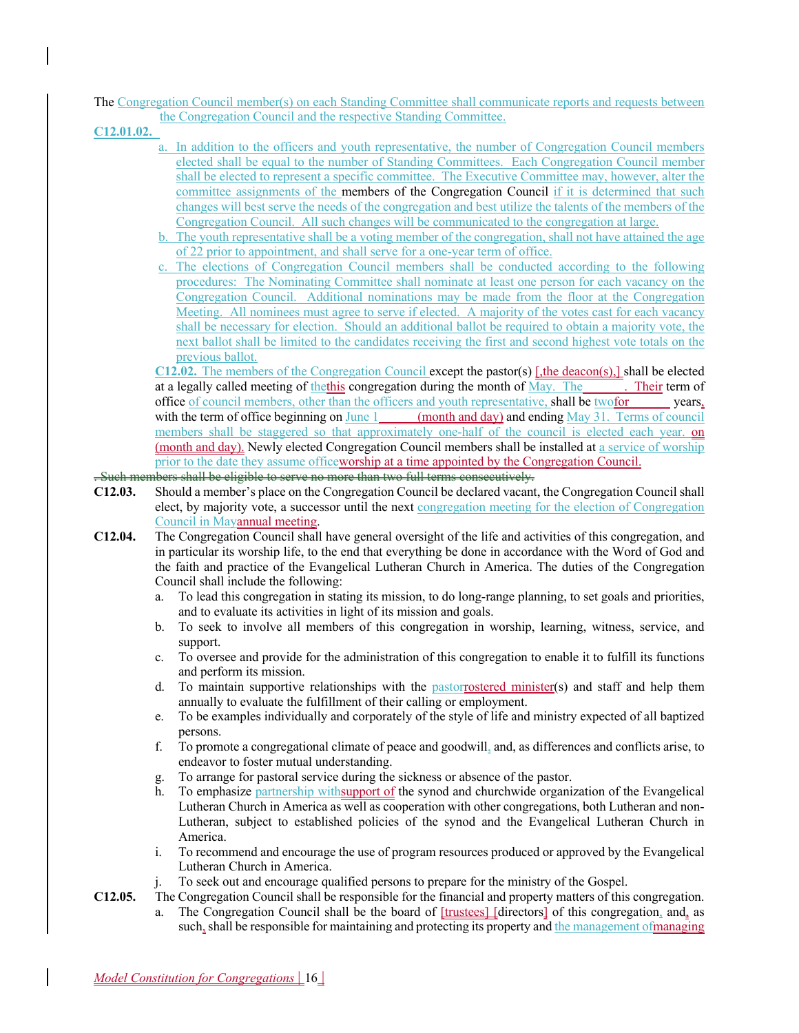The Congregation Council member(s) on each Standing Committee shall communicate reports and requests between the Congregation Council and the respective Standing Committee.

**C12.01.02.**

a. In addition to the officers and youth representative, the number of Congregation Council members elected shall be equal to the number of Standing Committees. Each Congregation Council member shall be elected to represent a specific committee. The Executive Committee may, however, alter the committee assignments of the members of the Congregation Council if it is determined that such changes will best serve the needs of the congregation and best utilize the talents of the members of the Congregation Council. All such changes will be communicated to the congregation at large.

b. The youth representative shall be a voting member of the congregation, shall not have attained the age of 22 prior to appointment, and shall serve for a one-year term of office.

c. The elections of Congregation Council members shall be conducted according to the following procedures: The Nominating Committee shall nominate at least one person for each vacancy on the Congregation Council. Additional nominations may be made from the floor at the Congregation Meeting. All nominees must agree to serve if elected. A majority of the votes cast for each vacancy shall be necessary for election. Should an additional ballot be required to obtain a majority vote, the next ballot shall be limited to the candidates receiving the first and second highest vote totals on the previous ballot.

**C12.02.** The members of the Congregation Council except the pastor(s) [,the deacon(s),] shall be elected at a legally called meeting of thethis congregation during the month of May. The\_\_\_\_\_\_. Their term of office of council members, other than the officers and youth representative, shall be twofor\_\_\_\_\_\_ years, with the term of office beginning on June 1\_\_\_\_\_\_ (month and day) and ending May 31. Terms of council members shall be staggered so that approximately one-half of the council is elected each year. on (month and day). Newly elected Congregation Council members shall be installed at a service of worship prior to the date they assume officeworship at a time appointed by the Congregation Council.

~~. Such members shall be eligible to serve no more than two full terms consecutively.~~

**C12.03.** Should a member's place on the Congregation Council be declared vacant, the Congregation Council shall elect, by majority vote, a successor until the next congregation meeting for the election of Congregation Council in Mayannual meeting.

**C12.04.** The Congregation Council shall have general oversight of the life and activities of this congregation, and in particular its worship life, to the end that everything be done in accordance with the Word of God and the faith and practice of the Evangelical Lutheran Church in America. The duties of the Congregation Council shall include the following:

a. To lead this congregation in stating its mission, to do long-range planning, to set goals and priorities, and to evaluate its activities in light of its mission and goals.

b. To seek to involve all members of this congregation in worship, learning, witness, service, and support.

c. To oversee and provide for the administration of this congregation to enable it to fulfill its functions and perform its mission.

d. To maintain supportive relationships with the pastorrostered minister(s) and staff and help them annually to evaluate the fulfillment of their calling or employment.

e. To be examples individually and corporately of the style of life and ministry expected of all baptized persons.

f. To promote a congregational climate of peace and goodwill, and, as differences and conflicts arise, to endeavor to foster mutual understanding.

g. To arrange for pastoral service during the sickness or absence of the pastor.

h. To emphasize partnership withsupport of the synod and churchwide organization of the Evangelical Lutheran Church in America as well as cooperation with other congregations, both Lutheran and non-Lutheran, subject to established policies of the synod and the Evangelical Lutheran Church in America.

i. To recommend and encourage the use of program resources produced or approved by the Evangelical Lutheran Church in America.

j. To seek out and encourage qualified persons to prepare for the ministry of the Gospel.

**C12.05.** The Congregation Council shall be responsible for the financial and property matters of this congregation.

a. The Congregation Council shall be the board of [trustees] [directors] of this congregation, and, as such, shall be responsible for maintaining and protecting its property and the management ofmanaging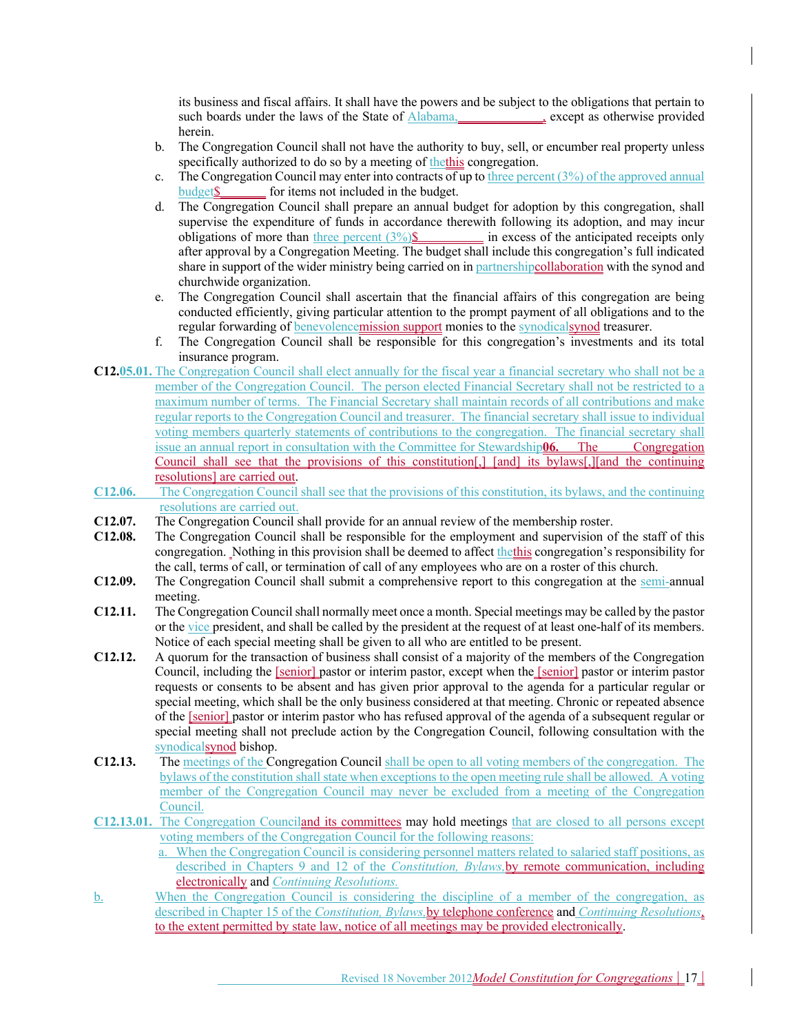its business and fiscal affairs. It shall have the powers and be subject to the obligations that pertain to such boards under the laws of the State of Alabama,_____________, except as otherwise provided herein.

b. The Congregation Council shall not have the authority to buy, sell, or encumber real property unless specifically authorized to do so by a meeting of thethis congregation.

c. The Congregation Council may enter into contracts of up to three percent (3%) of the approved annual budget$_______ for items not included in the budget.

d. The Congregation Council shall prepare an annual budget for adoption by this congregation, shall supervise the expenditure of funds in accordance therewith following its adoption, and may incur obligations of more than three percent (3%)$__________ in excess of the anticipated receipts only after approval by a Congregation Meeting. The budget shall include this congregation's full indicated share in support of the wider ministry being carried on in partnershipcollaboration with the synod and churchwide organization.

e. The Congregation Council shall ascertain that the financial affairs of this congregation are being conducted efficiently, giving particular attention to the prompt payment of all obligations and to the regular forwarding of benevolencemission support monies to the synodicalsynod treasurer.

f. The Congregation Council shall be responsible for this congregation's investments and its total insurance program.

**C12.05.01.** The Congregation Council shall elect annually for the fiscal year a financial secretary who shall not be a member of the Congregation Council. The person elected Financial Secretary shall not be restricted to a maximum number of terms. The Financial Secretary shall maintain records of all contributions and make regular reports to the Congregation Council and treasurer. The financial secretary shall issue to individual voting members quarterly statements of contributions to the congregation. The financial secretary shall issue an annual report in consultation with the Committee for Stewardship**06.** The Congregation Council shall see that the provisions of this constitution[,] [and] its bylaws[,][and the continuing resolutions] are carried out.

**C12.06.** The Congregation Council shall see that the provisions of this constitution, its bylaws, and the continuing resolutions are carried out.

**C12.07.** The Congregation Council shall provide for an annual review of the membership roster.

**C12.08.** The Congregation Council shall be responsible for the employment and supervision of the staff of this congregation. Nothing in this provision shall be deemed to affect thethis congregation's responsibility for the call, terms of call, or termination of call of any employees who are on a roster of this church.

**C12.09.** The Congregation Council shall submit a comprehensive report to this congregation at the semi-annual meeting.

**C12.11.** The Congregation Council shall normally meet once a month. Special meetings may be called by the pastor or the vice president, and shall be called by the president at the request of at least one-half of its members. Notice of each special meeting shall be given to all who are entitled to be present.

**C12.12.** A quorum for the transaction of business shall consist of a majority of the members of the Congregation Council, including the [senior] pastor or interim pastor, except when the [senior] pastor or interim pastor requests or consents to be absent and has given prior approval to the agenda for a particular regular or special meeting, which shall be the only business considered at that meeting. Chronic or repeated absence of the [senior] pastor or interim pastor who has refused approval of the agenda of a subsequent regular or special meeting shall not preclude action by the Congregation Council, following consultation with the synodicalsynod bishop.

**C12.13.** The meetings of the Congregation Council shall be open to all voting members of the congregation. The bylaws of the constitution shall state when exceptions to the open meeting rule shall be allowed. A voting member of the Congregation Council may never be excluded from a meeting of the Congregation Council.

**C12.13.01.** The Congregation Counciland its committees may hold meetings that are closed to all persons except voting members of the Congregation Council for the following reasons:

a. When the Congregation Council is considering personnel matters related to salaried staff positions, as described in Chapters 9 and 12 of the *Constitution, Bylaws,*by remote communication, including electronically and *Continuing Resolutions.*

b. When the Congregation Council is considering the discipline of a member of the congregation, as described in Chapter 15 of the *Constitution, Bylaws,*by telephone conference and *Continuing Resolutions*, to the extent permitted by state law, notice of all meetings may be provided electronically.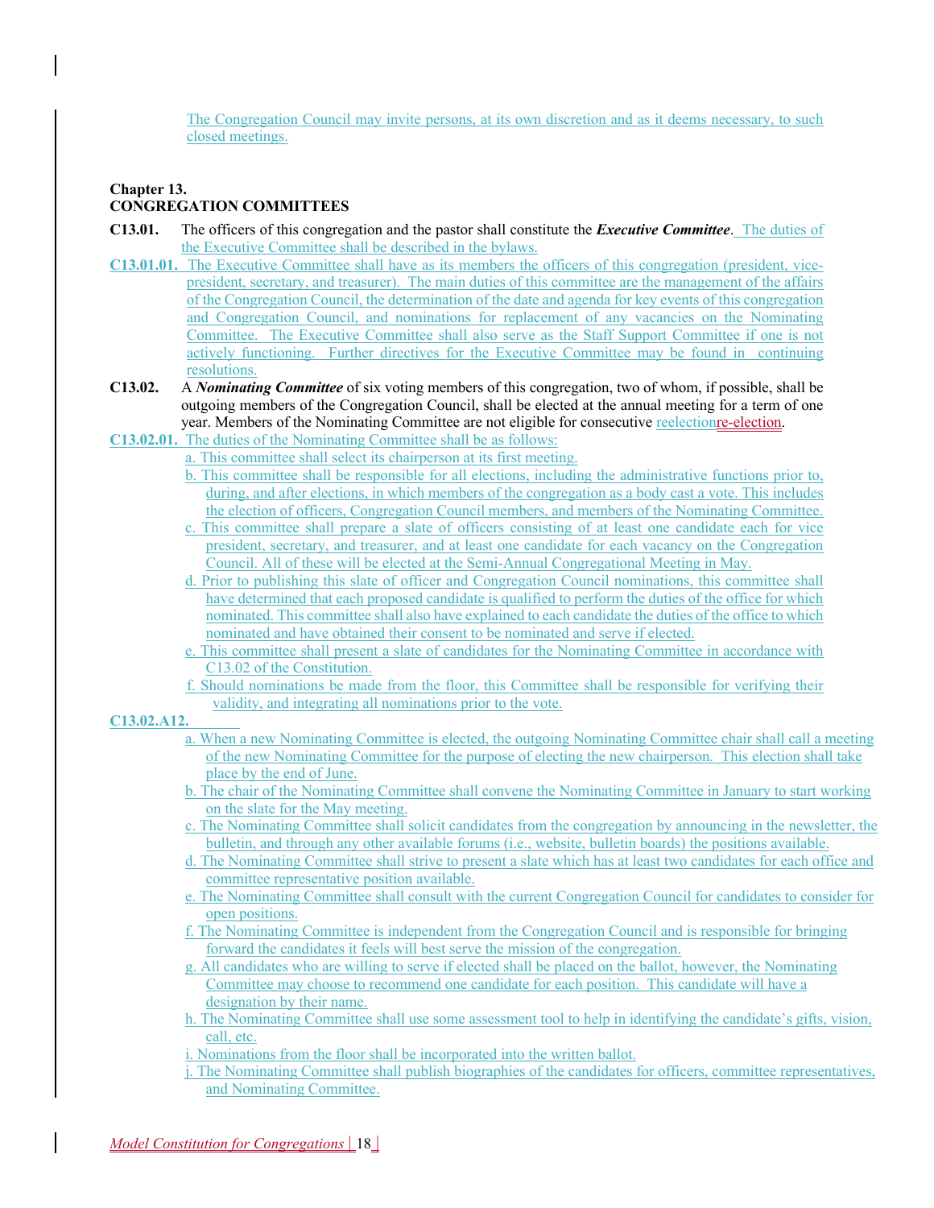The Congregation Council may invite persons, at its own discretion and as it deems necessary, to such closed meetings.

## Chapter 13.
## CONGREGATION COMMITTEES

**C13.01.** The officers of this congregation and the pastor shall constitute the ***Executive Committee***. The duties of the Executive Committee shall be described in the bylaws.

**C13.01.01.** The Executive Committee shall have as its members the officers of this congregation (president, vice-president, secretary, and treasurer). The main duties of this committee are the management of the affairs of the Congregation Council, the determination of the date and agenda for key events of this congregation and Congregation Council, and nominations for replacement of any vacancies on the Nominating Committee. The Executive Committee shall also serve as the Staff Support Committee if one is not actively functioning. Further directives for the Executive Committee may be found in continuing resolutions.

**C13.02.** A ***Nominating Committee*** of six voting members of this congregation, two of whom, if possible, shall be outgoing members of the Congregation Council, shall be elected at the annual meeting for a term of one year. Members of the Nominating Committee are not eligible for consecutive reelectionre-election.

**C13.02.01.** The duties of the Nominating Committee shall be as follows:

a. This committee shall select its chairperson at its first meeting.

b. This committee shall be responsible for all elections, including the administrative functions prior to, during, and after elections, in which members of the congregation as a body cast a vote. This includes the election of officers, Congregation Council members, and members of the Nominating Committee.

c. This committee shall prepare a slate of officers consisting of at least one candidate each for vice president, secretary, and treasurer, and at least one candidate for each vacancy on the Congregation Council. All of these will be elected at the Semi-Annual Congregational Meeting in May.

d. Prior to publishing this slate of officer and Congregation Council nominations, this committee shall have determined that each proposed candidate is qualified to perform the duties of the office for which nominated. This committee shall also have explained to each candidate the duties of the office to which nominated and have obtained their consent to be nominated and serve if elected.

e. This committee shall present a slate of candidates for the Nominating Committee in accordance with C13.02 of the Constitution.

f. Should nominations be made from the floor, this Committee shall be responsible for verifying their validity, and integrating all nominations prior to the vote.

**C13.02.A12.**

a. When a new Nominating Committee is elected, the outgoing Nominating Committee chair shall call a meeting of the new Nominating Committee for the purpose of electing the new chairperson. This election shall take place by the end of June.

b. The chair of the Nominating Committee shall convene the Nominating Committee in January to start working on the slate for the May meeting.

c. The Nominating Committee shall solicit candidates from the congregation by announcing in the newsletter, the bulletin, and through any other available forums (i.e., website, bulletin boards) the positions available.

d. The Nominating Committee shall strive to present a slate which has at least two candidates for each office and committee representative position available.

e. The Nominating Committee shall consult with the current Congregation Council for candidates to consider for open positions.

f. The Nominating Committee is independent from the Congregation Council and is responsible for bringing forward the candidates it feels will best serve the mission of the congregation.

g. All candidates who are willing to serve if elected shall be placed on the ballot, however, the Nominating Committee may choose to recommend one candidate for each position. This candidate will have a designation by their name.

h. The Nominating Committee shall use some assessment tool to help in identifying the candidate's gifts, vision, call, etc.

i. Nominations from the floor shall be incorporated into the written ballot.

j. The Nominating Committee shall publish biographies of the candidates for officers, committee representatives, and Nominating Committee.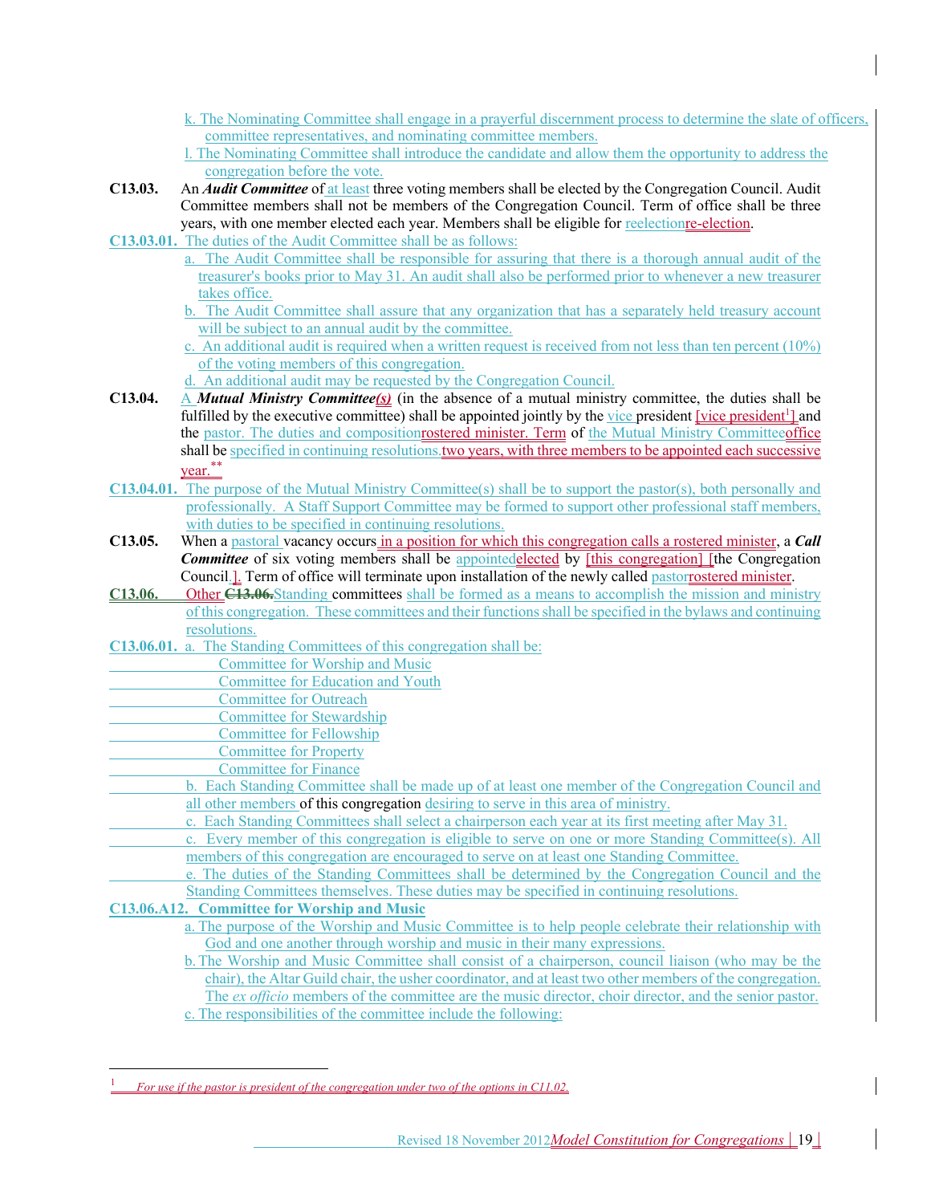k. The Nominating Committee shall engage in a prayerful discernment process to determine the slate of officers, committee representatives, and nominating committee members.

l. The Nominating Committee shall introduce the candidate and allow them the opportunity to address the congregation before the vote.

**C13.03.** An ***Audit Committee*** of at least three voting members shall be elected by the Congregation Council. Audit Committee members shall not be members of the Congregation Council. Term of office shall be three years, with one member elected each year. Members shall be eligible for reelectionre-election.

**C13.03.01.** The duties of the Audit Committee shall be as follows:

a. The Audit Committee shall be responsible for assuring that there is a thorough annual audit of the treasurer's books prior to May 31. An audit shall also be performed prior to whenever a new treasurer takes office.

b. The Audit Committee shall assure that any organization that has a separately held treasury account will be subject to an annual audit by the committee.

c. An additional audit is required when a written request is received from not less than ten percent (10%) of the voting members of this congregation.

d. An additional audit may be requested by the Congregation Council.

**C13.04.** A ***Mutual Ministry Committee(s)*** (in the absence of a mutual ministry committee, the duties shall be fulfilled by the executive committee) shall be appointed jointly by the vice president [vice president[1]] and the pastor. The duties and compositionrostered minister. Term of the Mutual Ministry Committeeoffice shall be specified in continuing resolutions.two years, with three members to be appointed each successive year.**

**C13.04.01.** The purpose of the Mutual Ministry Committee(s) shall be to support the pastor(s), both personally and professionally. A Staff Support Committee may be formed to support other professional staff members, with duties to be specified in continuing resolutions.

**C13.05.** When a pastoral vacancy occurs in a position for which this congregation calls a rostered minister, a ***Call Committee*** of six voting members shall be appointedelected by [this congregation] [the Congregation Council.]. Term of office will terminate upon installation of the newly called pastorrostered minister.

**C13.06.** Other ~~C13.06.~~Standing committees shall be formed as a means to accomplish the mission and ministry of this congregation. These committees and their functions shall be specified in the bylaws and continuing resolutions.

**C13.06.01.** a. The Standing Committees of this congregation shall be:

- Committee for Worship and Music
- Committee for Education and Youth
- Committee for Outreach
- Committee for Stewardship
- Committee for Fellowship
- Committee for Property
- Committee for Finance

b. Each Standing Committee shall be made up of at least one member of the Congregation Council and all other members of this congregation desiring to serve in this area of ministry.

c. Each Standing Committees shall select a chairperson each year at its first meeting after May 31.

c. Every member of this congregation is eligible to serve on one or more Standing Committee(s). All members of this congregation are encouraged to serve on at least one Standing Committee.

e. The duties of the Standing Committees shall be determined by the Congregation Council and the Standing Committees themselves. These duties may be specified in continuing resolutions.

**C13.06.A12. Committee for Worship and Music**

a. The purpose of the Worship and Music Committee is to help people celebrate their relationship with God and one another through worship and music in their many expressions.

b. The Worship and Music Committee shall consist of a chairperson, council liaison (who may be the chair), the Altar Guild chair, the usher coordinator, and at least two other members of the congregation. The *ex officio* members of the committee are the music director, choir director, and the senior pastor.

c. The responsibilities of the committee include the following:

---

[1] *For use if the pastor is president of the congregation under two of the options in C11.02.*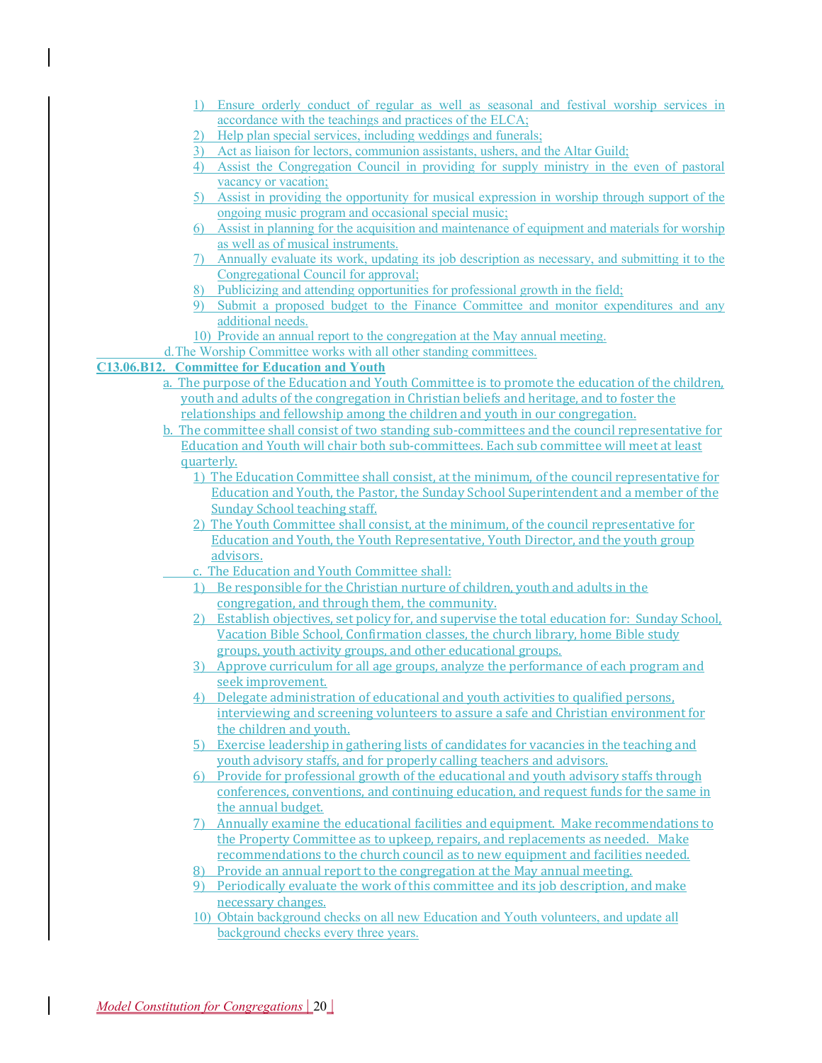1) Ensure orderly conduct of regular as well as seasonal and festival worship services in accordance with the teachings and practices of the ELCA;
2) Help plan special services, including weddings and funerals;
3) Act as liaison for lectors, communion assistants, ushers, and the Altar Guild;
4) Assist the Congregation Council in providing for supply ministry in the even of pastoral vacancy or vacation;
5) Assist in providing the opportunity for musical expression in worship through support of the ongoing music program and occasional special music;
6) Assist in planning for the acquisition and maintenance of equipment and materials for worship as well as of musical instruments.
7) Annually evaluate its work, updating its job description as necessary, and submitting it to the Congregational Council for approval;
8) Publicizing and attending opportunities for professional growth in the field;
9) Submit a proposed budget to the Finance Committee and monitor expenditures and any additional needs.
10) Provide an annual report to the congregation at the May annual meeting.

d. The Worship Committee works with all other standing committees.

**C13.06.B12. Committee for Education and Youth**

a. The purpose of the Education and Youth Committee is to promote the education of the children, youth and adults of the congregation in Christian beliefs and heritage, and to foster the relationships and fellowship among the children and youth in our congregation.

b. The committee shall consist of two standing sub-committees and the council representative for Education and Youth will chair both sub-committees. Each sub committee will meet at least quarterly.
   1) The Education Committee shall consist, at the minimum, of the council representative for Education and Youth, the Pastor, the Sunday School Superintendent and a member of the Sunday School teaching staff.
   2) The Youth Committee shall consist, at the minimum, of the council representative for Education and Youth, the Youth Representative, Youth Director, and the youth group advisors.

c. The Education and Youth Committee shall:
   1) Be responsible for the Christian nurture of children, youth and adults in the congregation, and through them, the community.
   2) Establish objectives, set policy for, and supervise the total education for: Sunday School, Vacation Bible School, Confirmation classes, the church library, home Bible study groups, youth activity groups, and other educational groups.
   3) Approve curriculum for all age groups, analyze the performance of each program and seek improvement.
   4) Delegate administration of educational and youth activities to qualified persons, interviewing and screening volunteers to assure a safe and Christian environment for the children and youth.
   5) Exercise leadership in gathering lists of candidates for vacancies in the teaching and youth advisory staffs, and for properly calling teachers and advisors.
   6) Provide for professional growth of the educational and youth advisory staffs through conferences, conventions, and continuing education, and request funds for the same in the annual budget.
   7) Annually examine the educational facilities and equipment. Make recommendations to the Property Committee as to upkeep, repairs, and replacements as needed. Make recommendations to the church council as to new equipment and facilities needed.
   8) Provide an annual report to the congregation at the May annual meeting.
   9) Periodically evaluate the work of this committee and its job description, and make necessary changes.
   10) Obtain background checks on all new Education and Youth volunteers, and update all background checks every three years.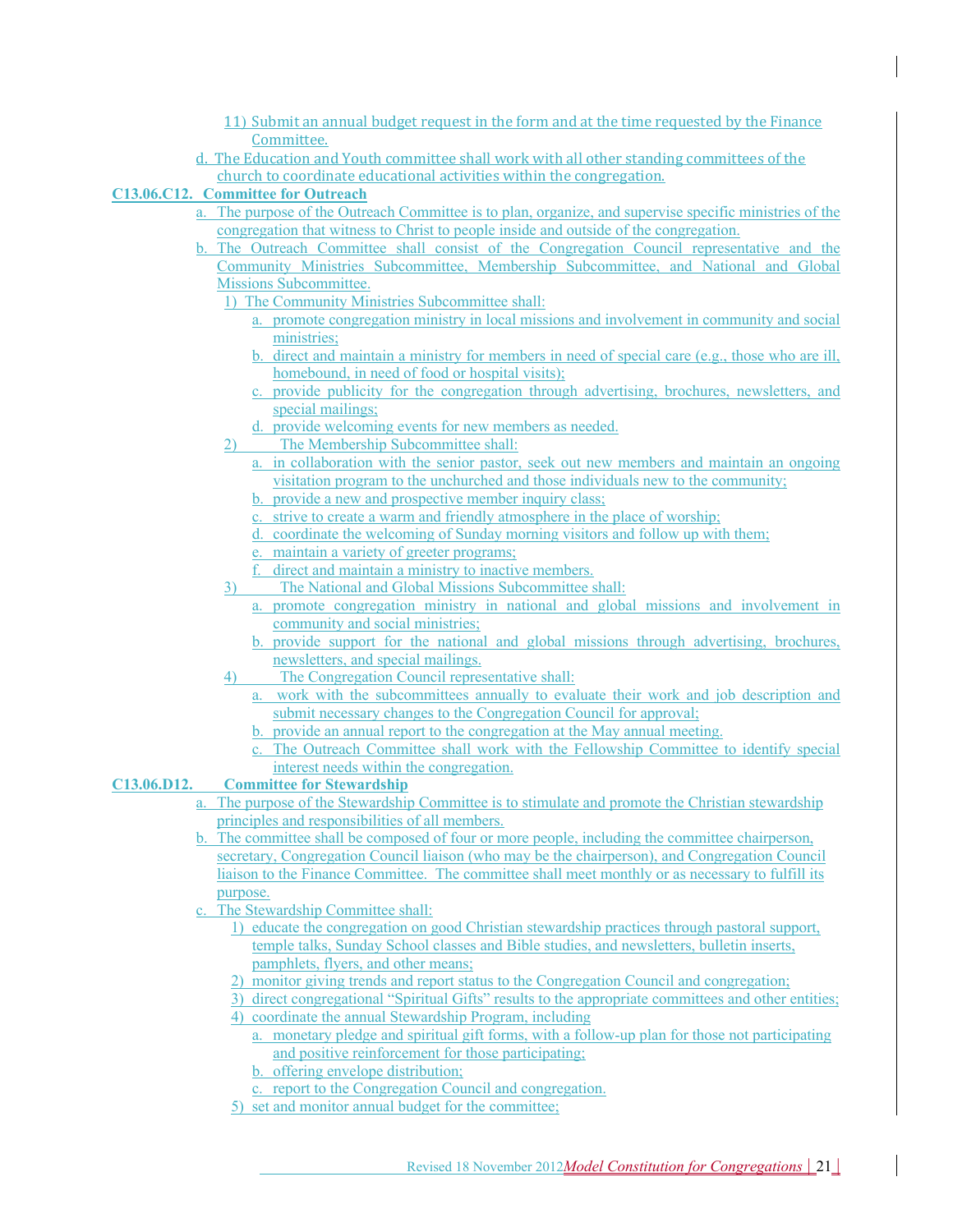11) Submit an annual budget request in the form and at the time requested by the Finance Committee.

d. The Education and Youth committee shall work with all other standing committees of the church to coordinate educational activities within the congregation.

**C13.06.C12. Committee for Outreach**

a. The purpose of the Outreach Committee is to plan, organize, and supervise specific ministries of the congregation that witness to Christ to people inside and outside of the congregation.

b. The Outreach Committee shall consist of the Congregation Council representative and the Community Ministries Subcommittee, Membership Subcommittee, and National and Global Missions Subcommittee.

1) The Community Ministries Subcommittee shall:
   a. promote congregation ministry in local missions and involvement in community and social ministries;
   b. direct and maintain a ministry for members in need of special care (e.g., those who are ill, homebound, in need of food or hospital visits);
   c. provide publicity for the congregation through advertising, brochures, newsletters, and special mailings;
   d. provide welcoming events for new members as needed.

2) The Membership Subcommittee shall:
   a. in collaboration with the senior pastor, seek out new members and maintain an ongoing visitation program to the unchurched and those individuals new to the community;
   b. provide a new and prospective member inquiry class;
   c. strive to create a warm and friendly atmosphere in the place of worship;
   d. coordinate the welcoming of Sunday morning visitors and follow up with them;
   e. maintain a variety of greeter programs;
   f. direct and maintain a ministry to inactive members.

3) The National and Global Missions Subcommittee shall:
   a. promote congregation ministry in national and global missions and involvement in community and social ministries;
   b. provide support for the national and global missions through advertising, brochures, newsletters, and special mailings.

4) The Congregation Council representative shall:
   a. work with the subcommittees annually to evaluate their work and job description and submit necessary changes to the Congregation Council for approval;
   b. provide an annual report to the congregation at the May annual meeting.
   c. The Outreach Committee shall work with the Fellowship Committee to identify special interest needs within the congregation.

**C13.06.D12. Committee for Stewardship**

a. The purpose of the Stewardship Committee is to stimulate and promote the Christian stewardship principles and responsibilities of all members.

b. The committee shall be composed of four or more people, including the committee chairperson, secretary, Congregation Council liaison (who may be the chairperson), and Congregation Council liaison to the Finance Committee. The committee shall meet monthly or as necessary to fulfill its purpose.

c. The Stewardship Committee shall:

1) educate the congregation on good Christian stewardship practices through pastoral support, temple talks, Sunday School classes and Bible studies, and newsletters, bulletin inserts, pamphlets, flyers, and other means;
2) monitor giving trends and report status to the Congregation Council and congregation;
3) direct congregational "Spiritual Gifts" results to the appropriate committees and other entities;
4) coordinate the annual Stewardship Program, including
   a. monetary pledge and spiritual gift forms, with a follow-up plan for those not participating and positive reinforcement for those participating;
   b. offering envelope distribution;
   c. report to the Congregation Council and congregation.
5) set and monitor annual budget for the committee;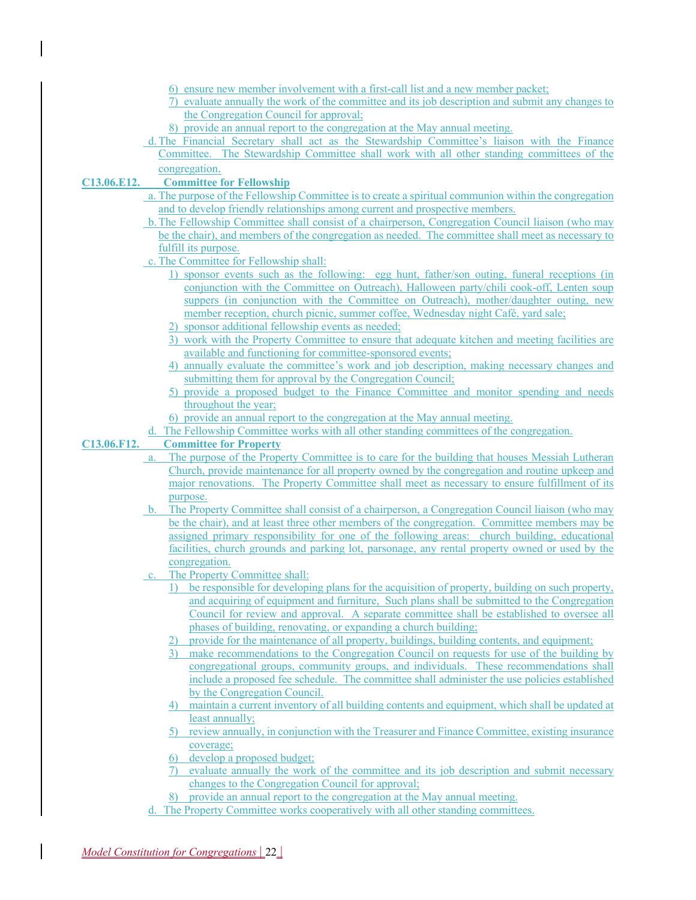6) ensure new member involvement with a first-call list and a new member packet;
7) evaluate annually the work of the committee and its job description and submit any changes to the Congregation Council for approval;
8) provide an annual report to the congregation at the May annual meeting.

d. The Financial Secretary shall act as the Stewardship Committee's liaison with the Finance Committee. The Stewardship Committee shall work with all other standing committees of the congregation.

**C13.06.E12. Committee for Fellowship**

a. The purpose of the Fellowship Committee is to create a spiritual communion within the congregation and to develop friendly relationships among current and prospective members.

b. The Fellowship Committee shall consist of a chairperson, Congregation Council liaison (who may be the chair), and members of the congregation as needed. The committee shall meet as necessary to fulfill its purpose.

c. The Committee for Fellowship shall:

1) sponsor events such as the following: egg hunt, father/son outing, funeral receptions (in conjunction with the Committee on Outreach), Halloween party/chili cook-off, Lenten soup suppers (in conjunction with the Committee on Outreach), mother/daughter outing, new member reception, church picnic, summer coffee, Wednesday night Café, yard sale;
2) sponsor additional fellowship events as needed;
3) work with the Property Committee to ensure that adequate kitchen and meeting facilities are available and functioning for committee-sponsored events;
4) annually evaluate the committee's work and job description, making necessary changes and submitting them for approval by the Congregation Council;
5) provide a proposed budget to the Finance Committee and monitor spending and needs throughout the year;
6) provide an annual report to the congregation at the May annual meeting.

d. The Fellowship Committee works with all other standing committees of the congregation.

**C13.06.F12. Committee for Property**

a. The purpose of the Property Committee is to care for the building that houses Messiah Lutheran Church, provide maintenance for all property owned by the congregation and routine upkeep and major renovations. The Property Committee shall meet as necessary to ensure fulfillment of its purpose.

b. The Property Committee shall consist of a chairperson, a Congregation Council liaison (who may be the chair), and at least three other members of the congregation. Committee members may be assigned primary responsibility for one of the following areas: church building, educational facilities, church grounds and parking lot, parsonage, any rental property owned or used by the congregation.

c. The Property Committee shall:

1) be responsible for developing plans for the acquisition of property, building on such property, and acquiring of equipment and furniture, Such plans shall be submitted to the Congregation Council for review and approval. A separate committee shall be established to oversee all phases of building, renovating, or expanding a church building;
2) provide for the maintenance of all property, buildings, building contents, and equipment;
3) make recommendations to the Congregation Council on requests for use of the building by congregational groups, community groups, and individuals. These recommendations shall include a proposed fee schedule. The committee shall administer the use policies established by the Congregation Council.
4) maintain a current inventory of all building contents and equipment, which shall be updated at least annually;
5) review annually, in conjunction with the Treasurer and Finance Committee, existing insurance coverage;
6) develop a proposed budget;
7) evaluate annually the work of the committee and its job description and submit necessary changes to the Congregation Council for approval;
8) provide an annual report to the congregation at the May annual meeting.

d. The Property Committee works cooperatively with all other standing committees.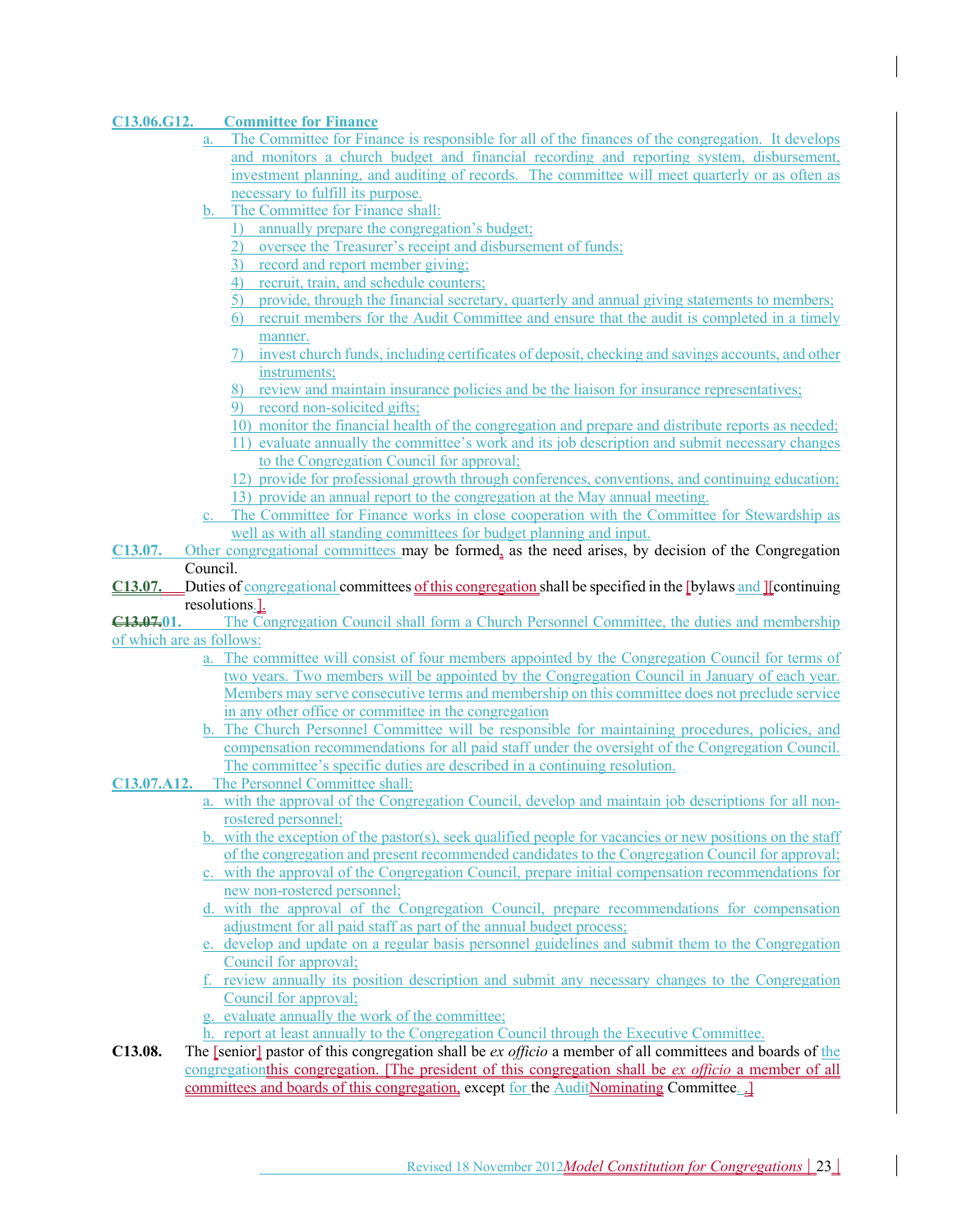**C13.06.G12. Committee for Finance**

a. The Committee for Finance is responsible for all of the finances of the congregation. It develops and monitors a church budget and financial recording and reporting system, disbursement, investment planning, and auditing of records. The committee will meet quarterly or as often as necessary to fulfill its purpose.

b. The Committee for Finance shall:

1) annually prepare the congregation's budget;
2) oversee the Treasurer's receipt and disbursement of funds;
3) record and report member giving;
4) recruit, train, and schedule counters;
5) provide, through the financial secretary, quarterly and annual giving statements to members;
6) recruit members for the Audit Committee and ensure that the audit is completed in a timely manner.
7) invest church funds, including certificates of deposit, checking and savings accounts, and other instruments;
8) review and maintain insurance policies and be the liaison for insurance representatives;
9) record non-solicited gifts;
10) monitor the financial health of the congregation and prepare and distribute reports as needed;
11) evaluate annually the committee's work and its job description and submit necessary changes to the Congregation Council for approval;
12) provide for professional growth through conferences, conventions, and continuing education;
13) provide an annual report to the congregation at the May annual meeting.

c. The Committee for Finance works in close cooperation with the Committee for Stewardship as well as with all standing committees for budget planning and input.

**C13.07.** Other congregational committees may be formed, as the need arises, by decision of the Congregation Council.

**C13.07.** Duties of congregational committees of this congregation shall be specified in the [bylaws and ][continuing resolutions.].

**C13.07.01.** The Congregation Council shall form a Church Personnel Committee, the duties and membership of which are as follows:

a. The committee will consist of four members appointed by the Congregation Council for terms of two years. Two members will be appointed by the Congregation Council in January of each year. Members may serve consecutive terms and membership on this committee does not preclude service in any other office or committee in the congregation

b. The Church Personnel Committee will be responsible for maintaining procedures, policies, and compensation recommendations for all paid staff under the oversight of the Congregation Council. The committee's specific duties are described in a continuing resolution.

**C13.07.A12.** The Personnel Committee shall:

a. with the approval of the Congregation Council, develop and maintain job descriptions for all non-rostered personnel;
b. with the exception of the pastor(s), seek qualified people for vacancies or new positions on the staff of the congregation and present recommended candidates to the Congregation Council for approval;
c. with the approval of the Congregation Council, prepare initial compensation recommendations for new non-rostered personnel;
d. with the approval of the Congregation Council, prepare recommendations for compensation adjustment for all paid staff as part of the annual budget process;
e. develop and update on a regular basis personnel guidelines and submit them to the Congregation Council for approval;
f. review annually its position description and submit any necessary changes to the Congregation Council for approval;
g. evaluate annually the work of the committee;
h. report at least annually to the Congregation Council through the Executive Committee.

**C13.08.** The [senior] pastor of this congregation shall be *ex officio* a member of all committees and boards of the congregationthis congregation. [The president of this congregation shall be *ex officio* a member of all committees and boards of this congregation, except for the AuditNominating Committee. .]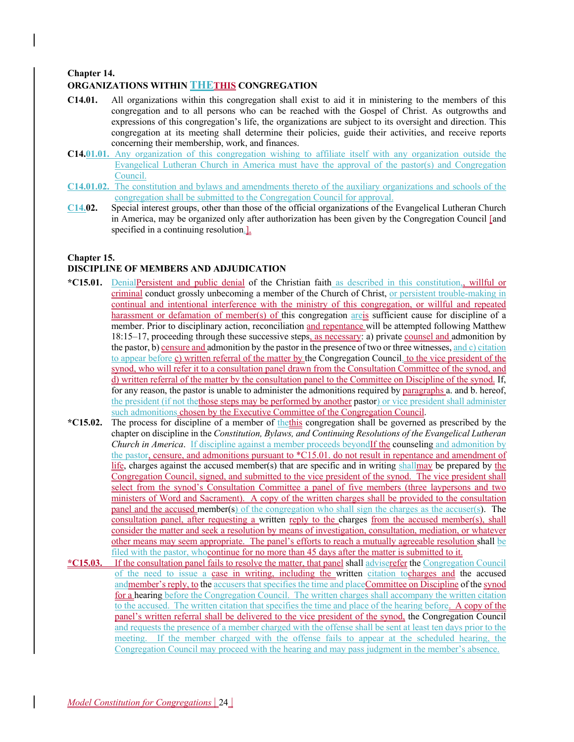**Chapter 14.**
**ORGANIZATIONS WITHIN THETHIS CONGREGATION**

**C14.01.** All organizations within this congregation shall exist to aid it in ministering to the members of this congregation and to all persons who can be reached with the Gospel of Christ. As outgrowths and expressions of this congregation's life, the organizations are subject to its oversight and direction. This congregation at its meeting shall determine their policies, guide their activities, and receive reports concerning their membership, work, and finances.

**C14.01.01.** Any organization of this congregation wishing to affiliate itself with any organization outside the Evangelical Lutheran Church in America must have the approval of the pastor(s) and Congregation Council.

**C14.01.02.** The constitution and bylaws and amendments thereto of the auxiliary organizations and schools of the congregation shall be submitted to the Congregation Council for approval.

**C14.02.** Special interest groups, other than those of the official organizations of the Evangelical Lutheran Church in America, may be organized only after authorization has been given by the Congregation Council [and specified in a continuing resolution.].

**Chapter 15.**
**DISCIPLINE OF MEMBERS AND ADJUDICATION**

**\*C15.01.** DenialPersistent and public denial of the Christian faith as described in this constitution,, willful or criminal conduct grossly unbecoming a member of the Church of Christ, or persistent trouble-making in continual and intentional interference with the ministry of this congregation, or willful and repeated harassment or defamation of member(s) of this congregation areis sufficient cause for discipline of a member. Prior to disciplinary action, reconciliation and repentance will be attempted following Matthew 18:15–17, proceeding through these successive steps, as necessary: a) private counsel and admonition by the pastor, b) censure and admonition by the pastor in the presence of two or three witnesses, and c) citation to appear before c) written referral of the matter by the Congregation Council. to the vice president of the synod, who will refer it to a consultation panel drawn from the Consultation Committee of the synod, and d) written referral of the matter by the consultation panel to the Committee on Discipline of the synod. If, for any reason, the pastor is unable to administer the admonitions required by paragraphs a. and b. hereof, the president (if not thethose steps may be performed by another pastor) or vice president shall administer such admonitions chosen by the Executive Committee of the Congregation Council.

**\*C15.02.** The process for discipline of a member of thethis congregation shall be governed as prescribed by the chapter on discipline in the *Constitution, Bylaws, and Continuing Resolutions of the Evangelical Lutheran Church in America*. If discipline against a member proceeds beyondIf the counseling and admonition by the pastor, censure, and admonitions pursuant to \*C15.01. do not result in repentance and amendment of life, charges against the accused member(s) that are specific and in writing shallmay be prepared by the Congregation Council, signed, and submitted to the vice president of the synod. The vice president shall select from the synod's Consultation Committee a panel of five members (three laypersons and two ministers of Word and Sacrament). A copy of the written charges shall be provided to the consultation panel and the accused member(s) of the congregation who shall sign the charges as the accuser(s). The consultation panel, after requesting a written reply to the charges from the accused member(s), shall consider the matter and seek a resolution by means of investigation, consultation, mediation, or whatever other means may seem appropriate. The panel's efforts to reach a mutually agreeable resolution shall be filed with the pastor, whocontinue for no more than 45 days after the matter is submitted to it.

**\*C15.03.** If the consultation panel fails to resolve the matter, that panel shall adviserefer the Congregation Council of the need to issue a case in writing, including the written citation tocharges and the accused andmember's reply, to the accusers that specifies the time and placeCommittee on Discipline of the synod for a hearing before the Congregation Council. The written charges shall accompany the written citation to the accused. The written citation that specifies the time and place of the hearing before. A copy of the panel's written referral shall be delivered to the vice president of the synod, the Congregation Council and requests the presence of a member charged with the offense shall be sent at least ten days prior to the meeting. If the member charged with the offense fails to appear at the scheduled hearing, the Congregation Council may proceed with the hearing and may pass judgment in the member's absence.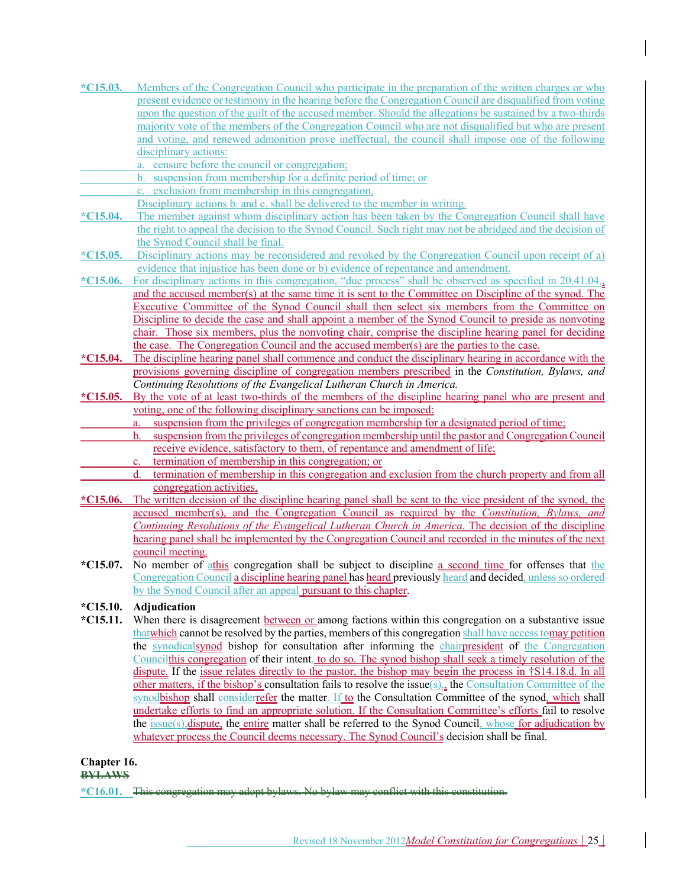**\*C15.03.** Members of the Congregation Council who participate in the preparation of the written charges or who present evidence or testimony in the hearing before the Congregation Council are disqualified from voting upon the question of the guilt of the accused member. Should the allegations be sustained by a two-thirds majority vote of the members of the Congregation Council who are not disqualified but who are present and voting, and renewed admonition prove ineffectual, the council shall impose one of the following disciplinary actions:

a. censure before the council or congregation;
b. suspension from membership for a definite period of time; or
c. exclusion from membership in this congregation.

Disciplinary actions b. and c. shall be delivered to the member in writing.

**\*C15.04.** The member against whom disciplinary action has been taken by the Congregation Council shall have the right to appeal the decision to the Synod Council. Such right may not be abridged and the decision of the Synod Council shall be final.

**\*C15.05.** Disciplinary actions may be reconsidered and revoked by the Congregation Council upon receipt of a) evidence that injustice has been done or b) evidence of repentance and amendment.

**\*C15.06.** For disciplinary actions in this congregation, "due process" shall be observed as specified in 20.41.04., and the accused member(s) at the same time it is sent to the Committee on Discipline of the synod. The Executive Committee of the Synod Council shall then select six members from the Committee on Discipline to decide the case and shall appoint a member of the Synod Council to preside as nonvoting chair. Those six members, plus the nonvoting chair, comprise the discipline hearing panel for deciding the case. The Congregation Council and the accused member(s) are the parties to the case.

**\*C15.04.** The discipline hearing panel shall commence and conduct the disciplinary hearing in accordance with the provisions governing discipline of congregation members prescribed in the *Constitution, Bylaws, and Continuing Resolutions of the Evangelical Lutheran Church in America.*

**\*C15.05.** By the vote of at least two-thirds of the members of the discipline hearing panel who are present and voting, one of the following disciplinary sanctions can be imposed:

a. suspension from the privileges of congregation membership for a designated period of time;
b. suspension from the privileges of congregation membership until the pastor and Congregation Council receive evidence, satisfactory to them, of repentance and amendment of life;
c. termination of membership in this congregation; or
d. termination of membership in this congregation and exclusion from the church property and from all congregation activities.

**\*C15.06.** The written decision of the discipline hearing panel shall be sent to the vice president of the synod, the accused member(s), and the Congregation Council as required by the *Constitution, Bylaws, and Continuing Resolutions of the Evangelical Lutheran Church in America*. The decision of the discipline hearing panel shall be implemented by the Congregation Council and recorded in the minutes of the next council meeting.

**\*C15.07.** No member of athis congregation shall be subject to discipline a second time for offenses that the Congregation Council a discipline hearing panel has heard previously heard and decided, unless so ordered by the Synod Council after an appeal pursuant to this chapter.

**\*C15.10. Adjudication**

**\*C15.11.** When there is disagreement between or among factions within this congregation on a substantive issue thatwhich cannot be resolved by the parties, members of this congregation shall have access tomay petition the synodicalsynod bishop for consultation after informing the chairpresident of the Congregation Councilthis congregation of their intent. to do so. The synod bishop shall seek a timely resolution of the dispute. If the issue relates directly to the pastor, the bishop may begin the process in †S14.18.d. In all other matters, if the bishop's consultation fails to resolve the issue(s),, the Consultation Committee of the synodbishop shall considerrefer the matter. If to the Consultation Committee of the synod, which shall undertake efforts to find an appropriate solution. If the Consultation Committee's efforts fail to resolve the issue(s),dispute, the entire matter shall be referred to the Synod Council, whose for adjudication by whatever process the Council deems necessary. The Synod Council's decision shall be final.

**Chapter 16.**
**~~BYLAWS~~**

**\*C16.01.** ~~This congregation may adopt bylaws. No bylaw may conflict with this constitution.~~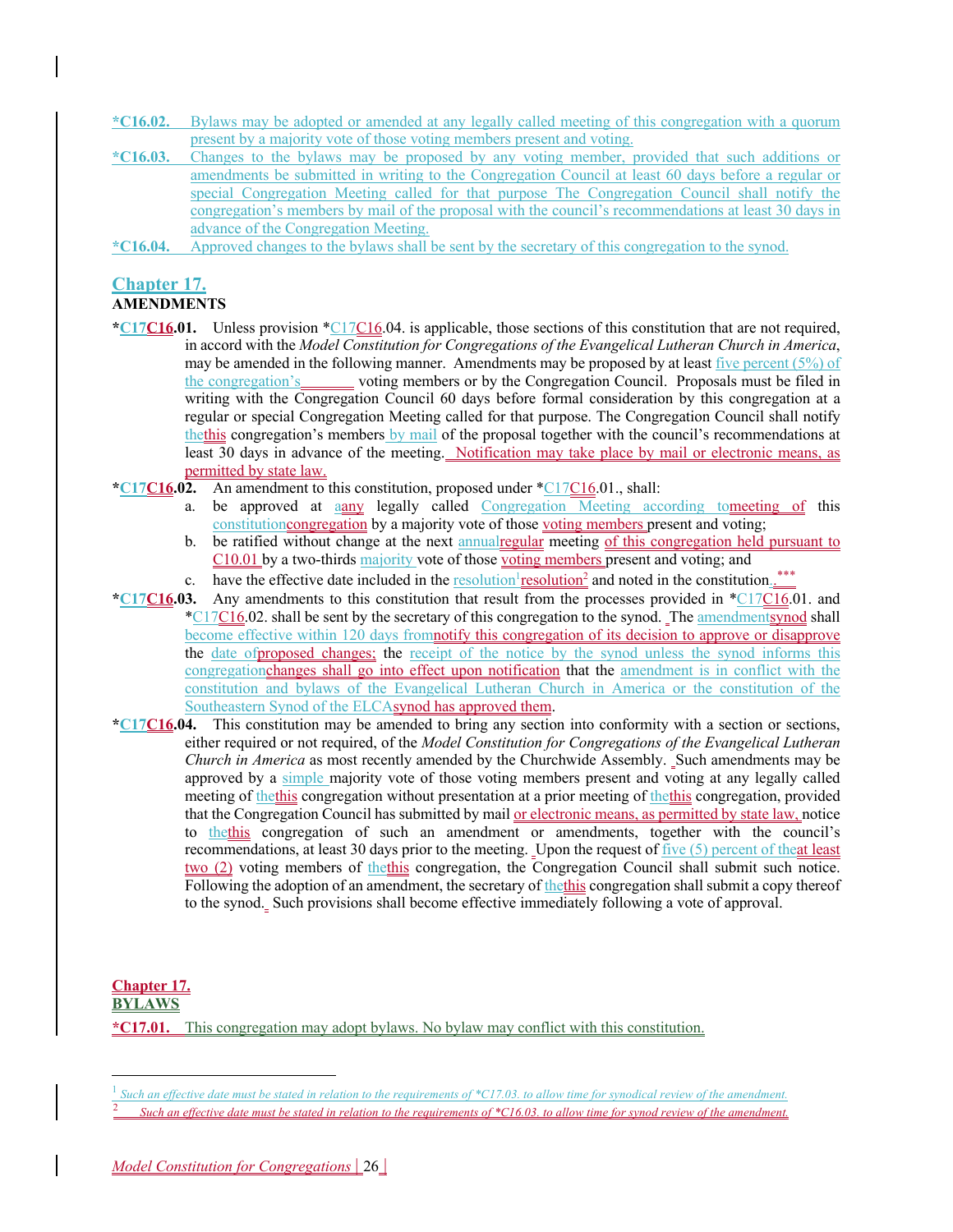*C16.02. Bylaws may be adopted or amended at any legally called meeting of this congregation with a quorum present by a majority vote of those voting members present and voting.

*C16.03. Changes to the bylaws may be proposed by any voting member, provided that such additions or amendments be submitted in writing to the Congregation Council at least 60 days before a regular or special Congregation Meeting called for that purpose The Congregation Council shall notify the congregation's members by mail of the proposal with the council's recommendations at least 30 days in advance of the Congregation Meeting.

*C16.04. Approved changes to the bylaws shall be sent by the secretary of this congregation to the synod.

## Chapter 17.

## AMENDMENTS

**\*C17C16.01.** Unless provision \*C17C16.04. is applicable, those sections of this constitution that are not required, in accord with the *Model Constitution for Congregations of the Evangelical Lutheran Church in America*, may be amended in the following manner. Amendments may be proposed by at least five percent (5%) of the congregation's \_\_\_\_\_\_\_ voting members or by the Congregation Council. Proposals must be filed in writing with the Congregation Council 60 days before formal consideration by this congregation at a regular or special Congregation Meeting called for that purpose. The Congregation Council shall notify thethis congregation's members by mail of the proposal together with the council's recommendations at least 30 days in advance of the meeting. Notification may take place by mail or electronic means, as permitted by state law.

**\*C17C16.02.** An amendment to this constitution, proposed under \*C17C16.01., shall:

a. be approved at aany legally called Congregation Meeting according tomeeting of this constitutioncongregation by a majority vote of those voting members present and voting;

b. be ratified without change at the next annualregular meeting of this congregation held pursuant to C10.01 by a two-thirds majority vote of those voting members present and voting; and

c. have the effective date included in the resolution[1]resolution[2] and noted in the constitution..\*\*\*

**\*C17C16.03.** Any amendments to this constitution that result from the processes provided in \*C17C16.01. and \*C17C16.02. shall be sent by the secretary of this congregation to the synod. The amendmentsynod shall become effective within 120 days fromnotify this congregation of its decision to approve or disapprove the date ofproposed changes; the receipt of the notice by the synod unless the synod informs this congregationchanges shall go into effect upon notification that the amendment is in conflict with the constitution and bylaws of the Evangelical Lutheran Church in America or the constitution of the Southeastern Synod of the ELCAsynod has approved them.

**\*C17C16.04.** This constitution may be amended to bring any section into conformity with a section or sections, either required or not required, of the *Model Constitution for Congregations of the Evangelical Lutheran Church in America* as most recently amended by the Churchwide Assembly. Such amendments may be approved by a simple majority vote of those voting members present and voting at any legally called meeting of thethis congregation without presentation at a prior meeting of thethis congregation, provided that the Congregation Council has submitted by mail or electronic means, as permitted by state law, notice to thethis congregation of such an amendment or amendments, together with the council's recommendations, at least 30 days prior to the meeting. Upon the request of five (5) percent of theat least two (2) voting members of thethis congregation, the Congregation Council shall submit such notice. Following the adoption of an amendment, the secretary of thethis congregation shall submit a copy thereof to the synod. Such provisions shall become effective immediately following a vote of approval.

## Chapter 17.

## BYLAWS

**\*C17.01.** This congregation may adopt bylaws. No bylaw may conflict with this constitution.

---

[1] *Such an effective date must be stated in relation to the requirements of \*C17.03. to allow time for synodical review of the amendment.*

[2] *Such an effective date must be stated in relation to the requirements of \*C16.03. to allow time for synod review of the amendment.*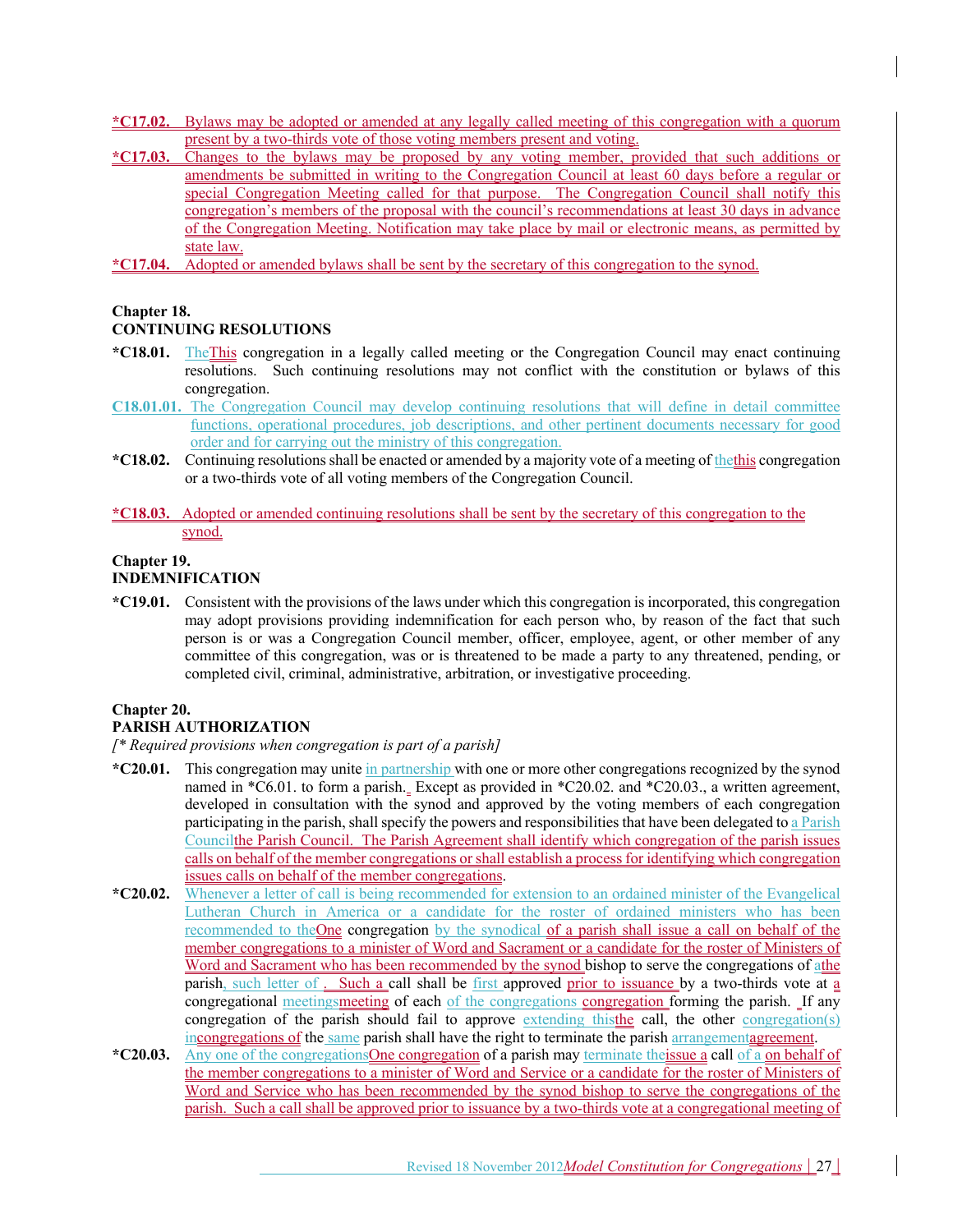**\*C17.02.** Bylaws may be adopted or amended at any legally called meeting of this congregation with a quorum present by a two-thirds vote of those voting members present and voting.

**\*C17.03.** Changes to the bylaws may be proposed by any voting member, provided that such additions or amendments be submitted in writing to the Congregation Council at least 60 days before a regular or special Congregation Meeting called for that purpose. The Congregation Council shall notify this congregation's members of the proposal with the council's recommendations at least 30 days in advance of the Congregation Meeting. Notification may take place by mail or electronic means, as permitted by state law.

**\*C17.04.** Adopted or amended bylaws shall be sent by the secretary of this congregation to the synod.

## Chapter 18.
## CONTINUING RESOLUTIONS

**\*C18.01.** TheThis congregation in a legally called meeting or the Congregation Council may enact continuing resolutions. Such continuing resolutions may not conflict with the constitution or bylaws of this congregation.

**C18.01.01.** The Congregation Council may develop continuing resolutions that will define in detail committee functions, operational procedures, job descriptions, and other pertinent documents necessary for good order and for carrying out the ministry of this congregation.

**\*C18.02.** Continuing resolutions shall be enacted or amended by a majority vote of a meeting of thethis congregation or a two-thirds vote of all voting members of the Congregation Council.

**\*C18.03.** Adopted or amended continuing resolutions shall be sent by the secretary of this congregation to the synod.

## Chapter 19.
## INDEMNIFICATION

**\*C19.01.** Consistent with the provisions of the laws under which this congregation is incorporated, this congregation may adopt provisions providing indemnification for each person who, by reason of the fact that such person is or was a Congregation Council member, officer, employee, agent, or other member of any committee of this congregation, was or is threatened to be made a party to any threatened, pending, or completed civil, criminal, administrative, arbitration, or investigative proceeding.

## Chapter 20.
## PARISH AUTHORIZATION

*[\* Required provisions when congregation is part of a parish]*

**\*C20.01.** This congregation may unite in partnership with one or more other congregations recognized by the synod named in \*C6.01. to form a parish. Except as provided in \*C20.02. and \*C20.03., a written agreement, developed in consultation with the synod and approved by the voting members of each congregation participating in the parish, shall specify the powers and responsibilities that have been delegated to a Parish Councilthe Parish Council. The Parish Agreement shall identify which congregation of the parish issues calls on behalf of the member congregations or shall establish a process for identifying which congregation issues calls on behalf of the member congregations.

**\*C20.02.** Whenever a letter of call is being recommended for extension to an ordained minister of the Evangelical Lutheran Church in America or a candidate for the roster of ordained ministers who has been recommended to theOne congregation by the synodical of a parish shall issue a call on behalf of the member congregations to a minister of Word and Sacrament or a candidate for the roster of Ministers of Word and Sacrament who has been recommended by the synod bishop to serve the congregations of athe parish, such letter of . Such a call shall be first approved prior to issuance by a two-thirds vote at a congregational meetingsmeeting of each of the congregations congregation forming the parish. If any congregation of the parish should fail to approve extending thisthe call, the other congregation(s) incongregations of the same parish shall have the right to terminate the parish arrangementagreement.

**\*C20.03.** Any one of the congregationsOne congregation of a parish may terminate theissue a call of a on behalf of the member congregations to a minister of Word and Service or a candidate for the roster of Ministers of Word and Service who has been recommended by the synod bishop to serve the congregations of the parish. Such a call shall be approved prior to issuance by a two-thirds vote at a congregational meeting of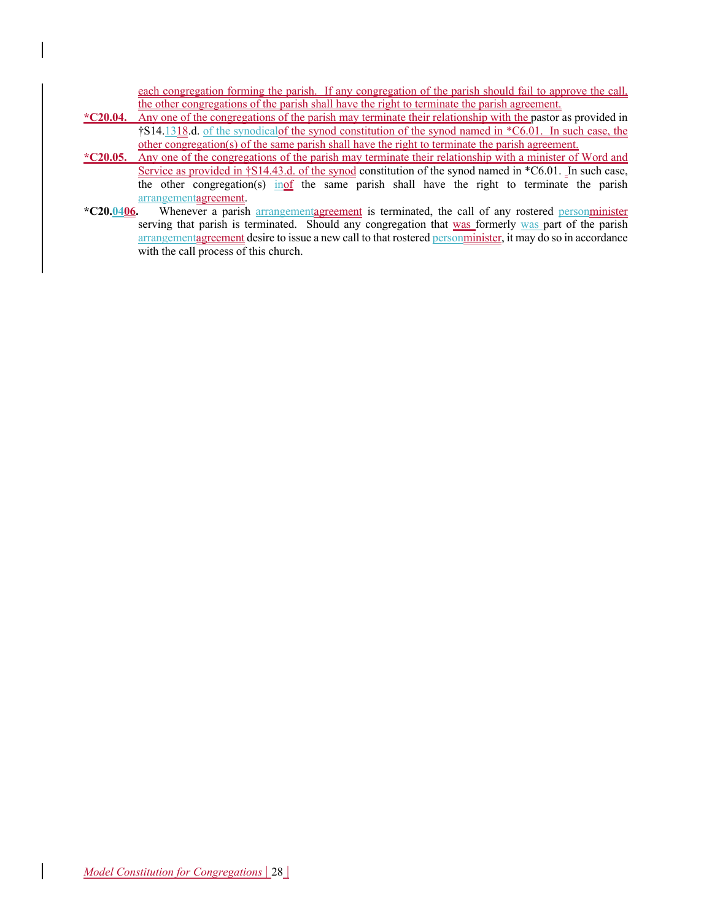each congregation forming the parish. If any congregation of the parish should fail to approve the call, the other congregations of the parish shall have the right to terminate the parish agreement.

**\*C20.04.** Any one of the congregations of the parish may terminate their relationship with the pastor as provided in †S14.1318.d. of the synodicalof the synod constitution of the synod named in \*C6.01. In such case, the other congregation(s) of the same parish shall have the right to terminate the parish agreement.

**\*C20.05.** Any one of the congregations of the parish may terminate their relationship with a minister of Word and Service as provided in †S14.43.d. of the synod constitution of the synod named in \*C6.01. In such case, the other congregation(s) inof the same parish shall have the right to terminate the parish arrangementagreement.

**\*C20.0406.** Whenever a parish arrangementagreement is terminated, the call of any rostered personminister serving that parish is terminated. Should any congregation that was formerly was part of the parish arrangementagreement desire to issue a new call to that rostered personminister, it may do so in accordance with the call process of this church.